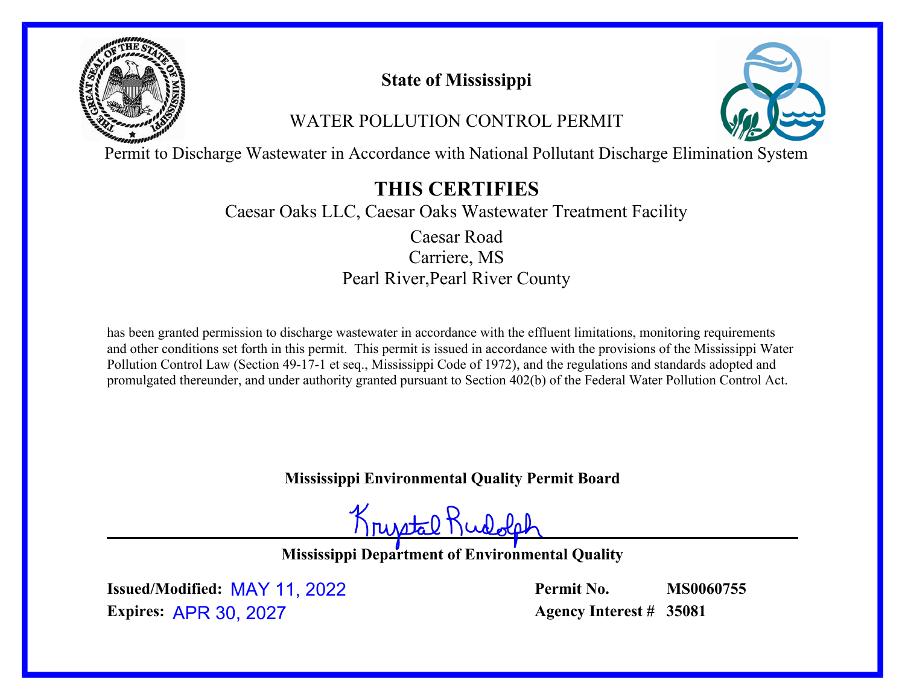**State of Mississippi**

WATER POLLUTION CONTROL PERMIT

Permit to Discharge Wastewater in Accordance with National Pollutant Discharge Elimination System

# THIS CERTIFIES

Caesar Oaks LLC, Caesar Oaks Wastewater Treatment Facility

Caesar Road
Carriere, MS
Pearl River,Pearl River County

has been granted permission to discharge wastewater in accordance with the effluent limitations, monitoring requirements and other conditions set forth in this permit. This permit is issued in accordance with the provisions of the Mississippi Water Pollution Control Law (Section 49-17-1 et seq., Mississippi Code of 1972), and the regulations and standards adopted and promulgated thereunder, and under authority granted pursuant to Section 402(b) of the Federal Water Pollution Control Act.

**Mississippi Environmental Quality Permit Board**

Krystal Rudolph

**Mississippi Department of Environmental Quality**

**Issued/Modified:** MAY 11, 2022
**Expires:** APR 30, 2027

**Permit No.** **MS0060755**
**Agency Interest #** **35081**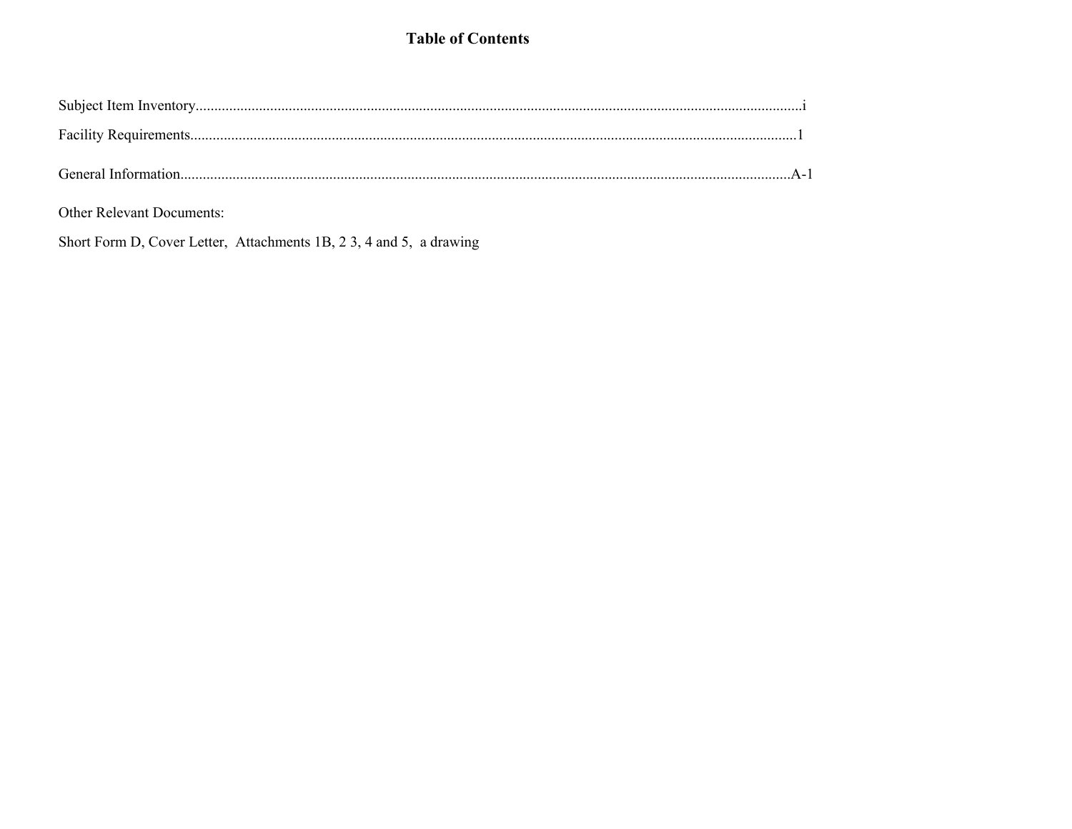# Table of Contents

Subject Item Inventory....................................................................................................................................................i

Facility Requirements...................................................................................................................................................1

General Information.....................................................................................................................................................A-1

Other Relevant Documents:

Short Form D, Cover Letter, Attachments 1B, 2 3, 4 and 5, a drawing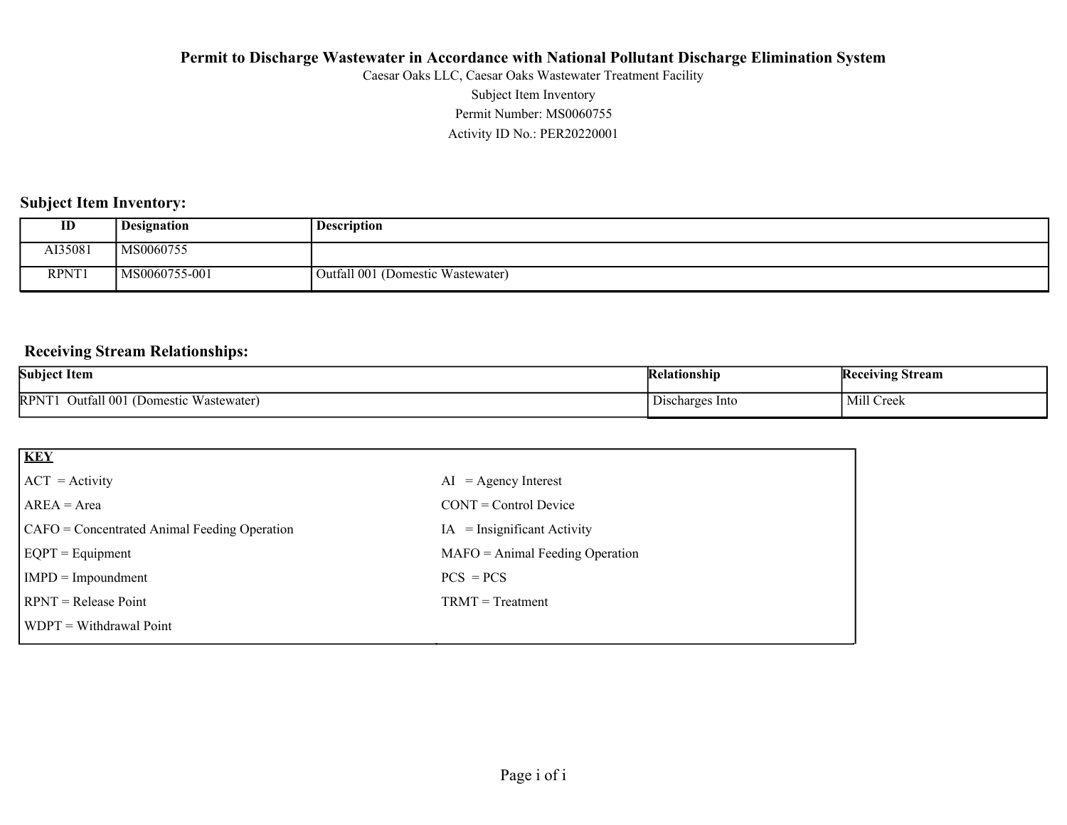**Permit to Discharge Wastewater in Accordance with National Pollutant Discharge Elimination System**

Caesar Oaks LLC, Caesar Oaks Wastewater Treatment Facility

Subject Item Inventory

Permit Number: MS0060755

Activity ID No.: PER20220001

## Subject Item Inventory:

| ID | Designation | Description |
|---|---|---|
| AI35081 | MS0060755 | |
| RPNT1 | MS0060755-001 | Outfall 001 (Domestic Wastewater) |

## Receiving Stream Relationships:

| Subject Item | Relationship | Receiving Stream |
|---|---|---|
| RPNT1 Outfall 001 (Domestic Wastewater) | Discharges Into | Mill Creek |

| **KEY** | |
|---|---|
| ACT = Activity | AI = Agency Interest |
| AREA = Area | CONT = Control Device |
| CAFO = Concentrated Animal Feeding Operation | IA = Insignificant Activity |
| EQPT = Equipment | MAFO = Animal Feeding Operation |
| IMPD = Impoundment | PCS = PCS |
| RPNT = Release Point | TRMT = Treatment |
| WDPT = Withdrawal Point | |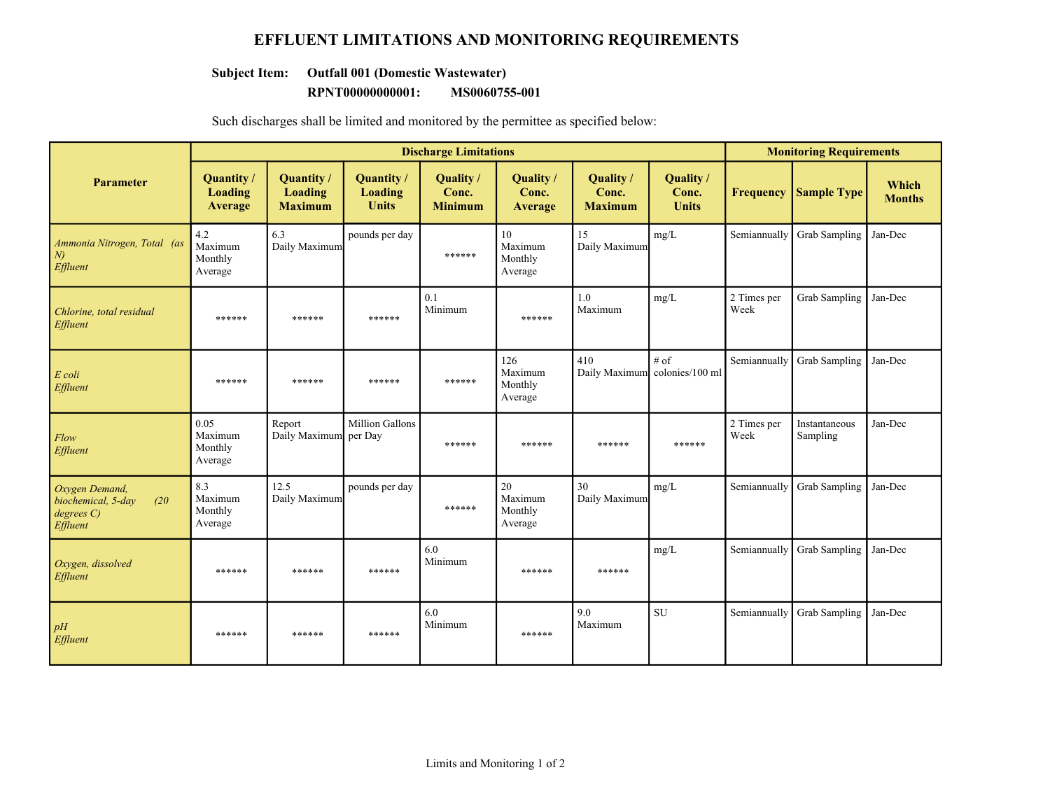# EFFLUENT LIMITATIONS AND MONITORING REQUIREMENTS

**Subject Item:** **Outfall 001 (Domestic Wastewater)**

**RPNT00000000001:** **MS0060755-001**

Such discharges shall be limited and monitored by the permittee as specified below:

| Parameter | Discharge Limitations | | | | | | | Monitoring Requirements | | |
|---|---|---|---|---|---|---|---|---|---|---|
| | **Quantity / Loading Average** | **Quantity / Loading Maximum** | **Quantity / Loading Units** | **Quality / Conc. Minimum** | **Quality / Conc. Average** | **Quality / Conc. Maximum** | **Quality / Conc. Units** | **Frequency** | **Sample Type** | **Which Months** |
| *Ammonia Nitrogen, Total (as N) Effluent* | 4.2 Maximum Monthly Average | 6.3 Daily Maximum | pounds per day | ****** | 10 Maximum Monthly Average | 15 Daily Maximum | mg/L | Semiannually | Grab Sampling | Jan-Dec |
| *Chlorine, total residual Effluent* | ****** | ****** | ****** | 0.1 Minimum | ****** | 1.0 Maximum | mg/L | 2 Times per Week | Grab Sampling | Jan-Dec |
| *E coli Effluent* | ****** | ****** | ****** | ****** | 126 Maximum Monthly Average | 410 Daily Maximum | # of colonies/100 ml | Semiannually | Grab Sampling | Jan-Dec |
| *Flow Effluent* | 0.05 Maximum Monthly Average | Report Daily Maximum | Million Gallons per Day | ****** | ****** | ****** | ****** | 2 Times per Week | Instantaneous Sampling | Jan-Dec |
| *Oxygen Demand, biochemical, 5-day (20 degrees C) Effluent* | 8.3 Maximum Monthly Average | 12.5 Daily Maximum | pounds per day | ****** | 20 Maximum Monthly Average | 30 Daily Maximum | mg/L | Semiannually | Grab Sampling | Jan-Dec |
| *Oxygen, dissolved Effluent* | ****** | ****** | ****** | 6.0 Minimum | ****** | ****** | mg/L | Semiannually | Grab Sampling | Jan-Dec |
| *pH Effluent* | ****** | ****** | ****** | 6.0 Minimum | ****** | 9.0 Maximum | SU | Semiannually | Grab Sampling | Jan-Dec |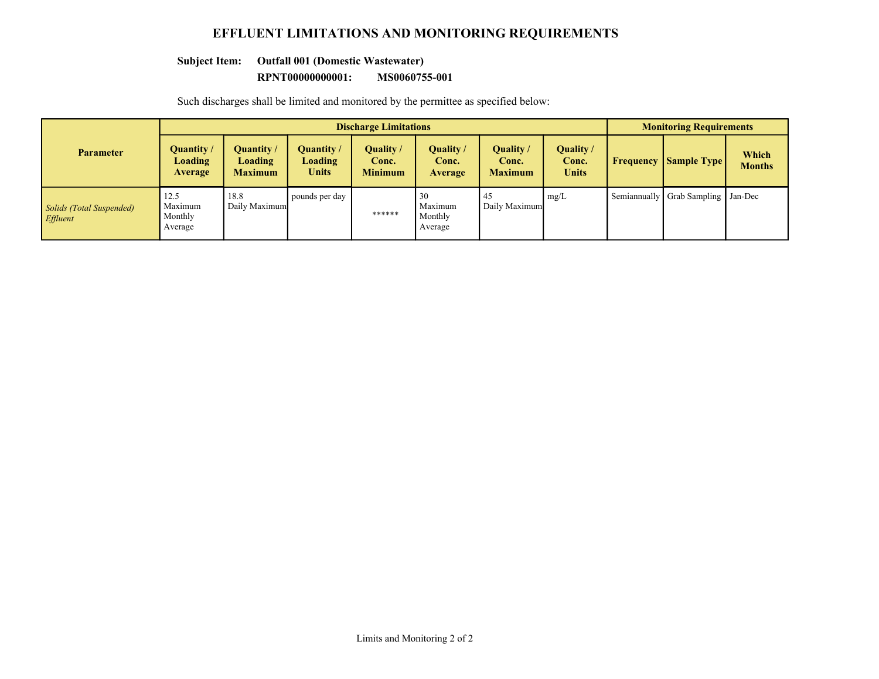# EFFLUENT LIMITATIONS AND MONITORING REQUIREMENTS

**Subject Item: Outfall 001 (Domestic Wastewater)**

**RPNT00000000001: MS0060755-001**

Such discharges shall be limited and monitored by the permittee as specified below:

| Parameter | Discharge Limitations | | | | | | | Monitoring Requirements | | |
|---|---|---|---|---|---|---|---|---|---|---|
| | **Quantity / Loading Average** | **Quantity / Loading Maximum** | **Quantity / Loading Units** | **Quality / Conc. Minimum** | **Quality / Conc. Average** | **Quality / Conc. Maximum** | **Quality / Conc. Units** | **Frequency** | **Sample Type** | **Which Months** |
| *Solids (Total Suspended) Effluent* | 12.5 Maximum Monthly Average | 18.8 Daily Maximum | pounds per day | ****** | 30 Maximum Monthly Average | 45 Daily Maximum | mg/L | Semiannually | Grab Sampling | Jan-Dec |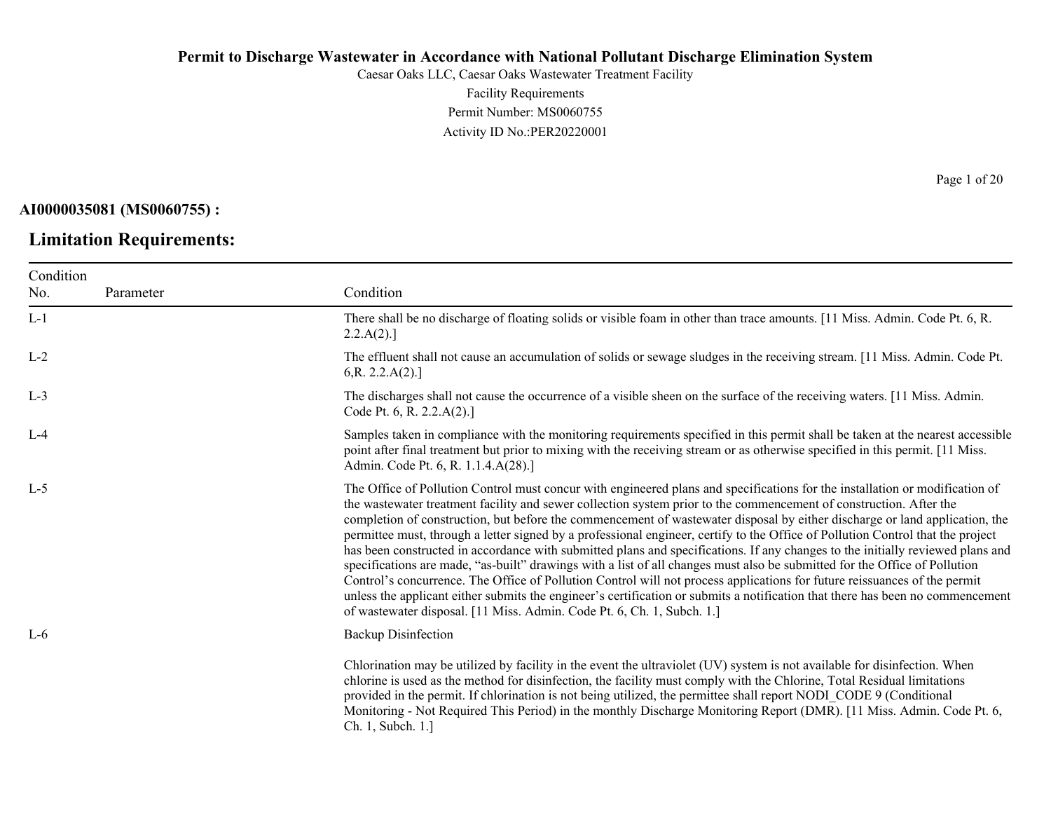**Permit to Discharge Wastewater in Accordance with National Pollutant Discharge Elimination System**

Caesar Oaks LLC, Caesar Oaks Wastewater Treatment Facility

Facility Requirements

Permit Number: MS0060755

Activity ID No.:PER20220001

**AI0000035081 (MS0060755) :**

## Limitation Requirements:

| Condition No. | Parameter | Condition |
|---|---|---|
| L-1 | | There shall be no discharge of floating solids or visible foam in other than trace amounts. [11 Miss. Admin. Code Pt. 6, R. 2.2.A(2).] |
| L-2 | | The effluent shall not cause an accumulation of solids or sewage sludges in the receiving stream. [11 Miss. Admin. Code Pt. 6,R. 2.2.A(2).] |
| L-3 | | The discharges shall not cause the occurrence of a visible sheen on the surface of the receiving waters. [11 Miss. Admin. Code Pt. 6, R. 2.2.A(2).] |
| L-4 | | Samples taken in compliance with the monitoring requirements specified in this permit shall be taken at the nearest accessible point after final treatment but prior to mixing with the receiving stream or as otherwise specified in this permit. [11 Miss. Admin. Code Pt. 6, R. 1.1.4.A(28).] |
| L-5 | | The Office of Pollution Control must concur with engineered plans and specifications for the installation or modification of the wastewater treatment facility and sewer collection system prior to the commencement of construction. After the completion of construction, but before the commencement of wastewater disposal by either discharge or land application, the permittee must, through a letter signed by a professional engineer, certify to the Office of Pollution Control that the project has been constructed in accordance with submitted plans and specifications. If any changes to the initially reviewed plans and specifications are made, “as-built” drawings with a list of all changes must also be submitted for the Office of Pollution Control’s concurrence. The Office of Pollution Control will not process applications for future reissuances of the permit unless the applicant either submits the engineer’s certification or submits a notification that there has been no commencement of wastewater disposal. [11 Miss. Admin. Code Pt. 6, Ch. 1, Subch. 1.] |
| L-6 | | Backup Disinfection<br><br>Chlorination may be utilized by facility in the event the ultraviolet (UV) system is not available for disinfection. When chlorine is used as the method for disinfection, the facility must comply with the Chlorine, Total Residual limitations provided in the permit. If chlorination is not being utilized, the permittee shall report NODI_CODE 9 (Conditional Monitoring - Not Required This Period) in the monthly Discharge Monitoring Report (DMR). [11 Miss. Admin. Code Pt. 6, Ch. 1, Subch. 1.] |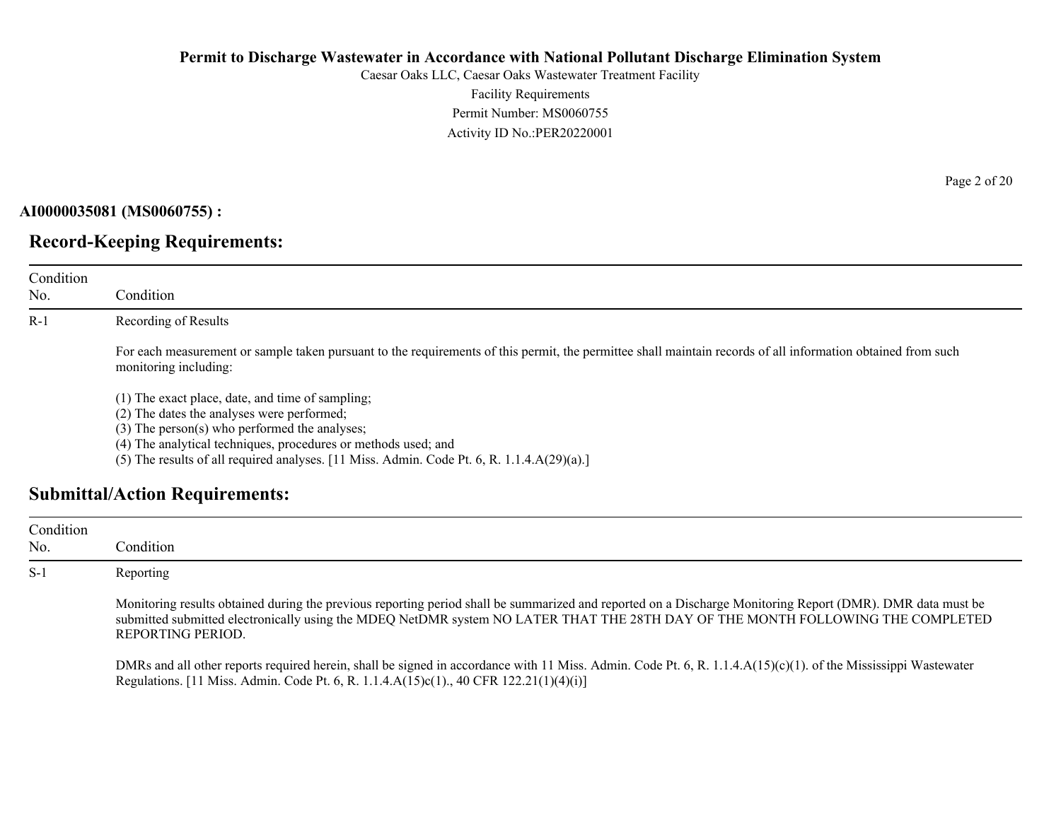**AI0000035081 (MS0060755) :**

## Record-Keeping Requirements:

| Condition No. | Condition |
|---|---|
| R-1 | Recording of Results<br><br>For each measurement or sample taken pursuant to the requirements of this permit, the permittee shall maintain records of all information obtained from such monitoring including:<br><br>(1) The exact place, date, and time of sampling;<br>(2) The dates the analyses were performed;<br>(3) The person(s) who performed the analyses;<br>(4) The analytical techniques, procedures or methods used; and<br>(5) The results of all required analyses. [11 Miss. Admin. Code Pt. 6, R. 1.1.4.A(29)(a).] |

## Submittal/Action Requirements:

| Condition No. | Condition |
|---|---|
| S-1 | Reporting<br><br>Monitoring results obtained during the previous reporting period shall be summarized and reported on a Discharge Monitoring Report (DMR). DMR data must be submitted submitted electronically using the MDEQ NetDMR system NO LATER THAT THE 28TH DAY OF THE MONTH FOLLOWING THE COMPLETED REPORTING PERIOD.<br><br>DMRs and all other reports required herein, shall be signed in accordance with 11 Miss. Admin. Code Pt. 6, R. 1.1.4.A(15)(c)(1). of the Mississippi Wastewater Regulations. [11 Miss. Admin. Code Pt. 6, R. 1.1.4.A(15)c(1)., 40 CFR 122.21(1)(4)(i)] |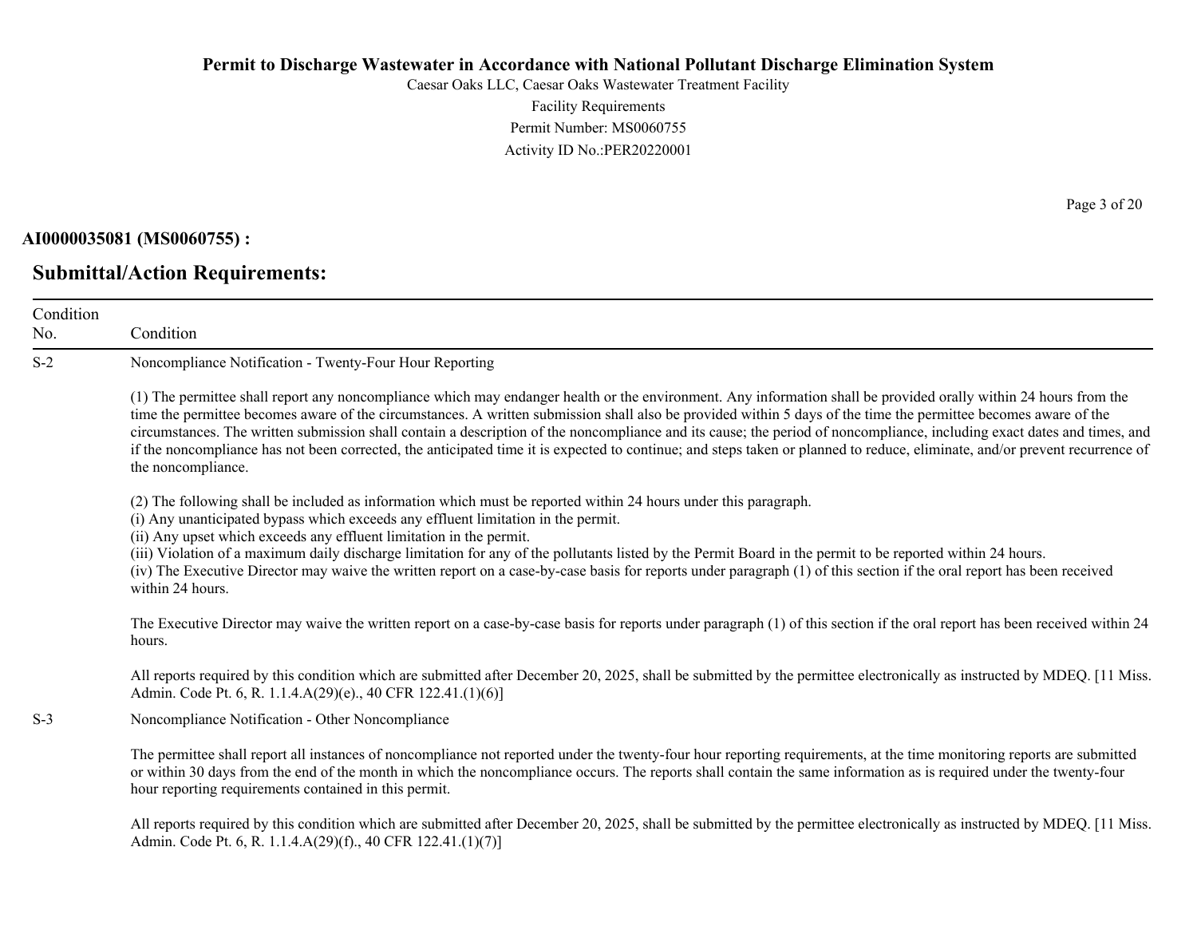**AI0000035081 (MS0060755) :**

## Submittal/Action Requirements:

| Condition No. | Condition |
|---|---|
| S-2 | Noncompliance Notification - Twenty-Four Hour Reporting<br><br>(1) The permittee shall report any noncompliance which may endanger health or the environment. Any information shall be provided orally within 24 hours from the time the permittee becomes aware of the circumstances. A written submission shall also be provided within 5 days of the time the permittee becomes aware of the circumstances. The written submission shall contain a description of the noncompliance and its cause; the period of noncompliance, including exact dates and times, and if the noncompliance has not been corrected, the anticipated time it is expected to continue; and steps taken or planned to reduce, eliminate, and/or prevent recurrence of the noncompliance.<br><br>(2) The following shall be included as information which must be reported within 24 hours under this paragraph.<br>(i) Any unanticipated bypass which exceeds any effluent limitation in the permit.<br>(ii) Any upset which exceeds any effluent limitation in the permit.<br>(iii) Violation of a maximum daily discharge limitation for any of the pollutants listed by the Permit Board in the permit to be reported within 24 hours.<br>(iv) The Executive Director may waive the written report on a case-by-case basis for reports under paragraph (1) of this section if the oral report has been received within 24 hours.<br><br>The Executive Director may waive the written report on a case-by-case basis for reports under paragraph (1) of this section if the oral report has been received within 24 hours.<br><br>All reports required by this condition which are submitted after December 20, 2025, shall be submitted by the permittee electronically as instructed by MDEQ. [11 Miss. Admin. Code Pt. 6, R. 1.1.4.A(29)(e)., 40 CFR 122.41.(1)(6)] |
| S-3 | Noncompliance Notification - Other Noncompliance<br><br>The permittee shall report all instances of noncompliance not reported under the twenty-four hour reporting requirements, at the time monitoring reports are submitted or within 30 days from the end of the month in which the noncompliance occurs. The reports shall contain the same information as is required under the twenty-four hour reporting requirements contained in this permit.<br><br>All reports required by this condition which are submitted after December 20, 2025, shall be submitted by the permittee electronically as instructed by MDEQ. [11 Miss. Admin. Code Pt. 6, R. 1.1.4.A(29)(f)., 40 CFR 122.41.(1)(7)] |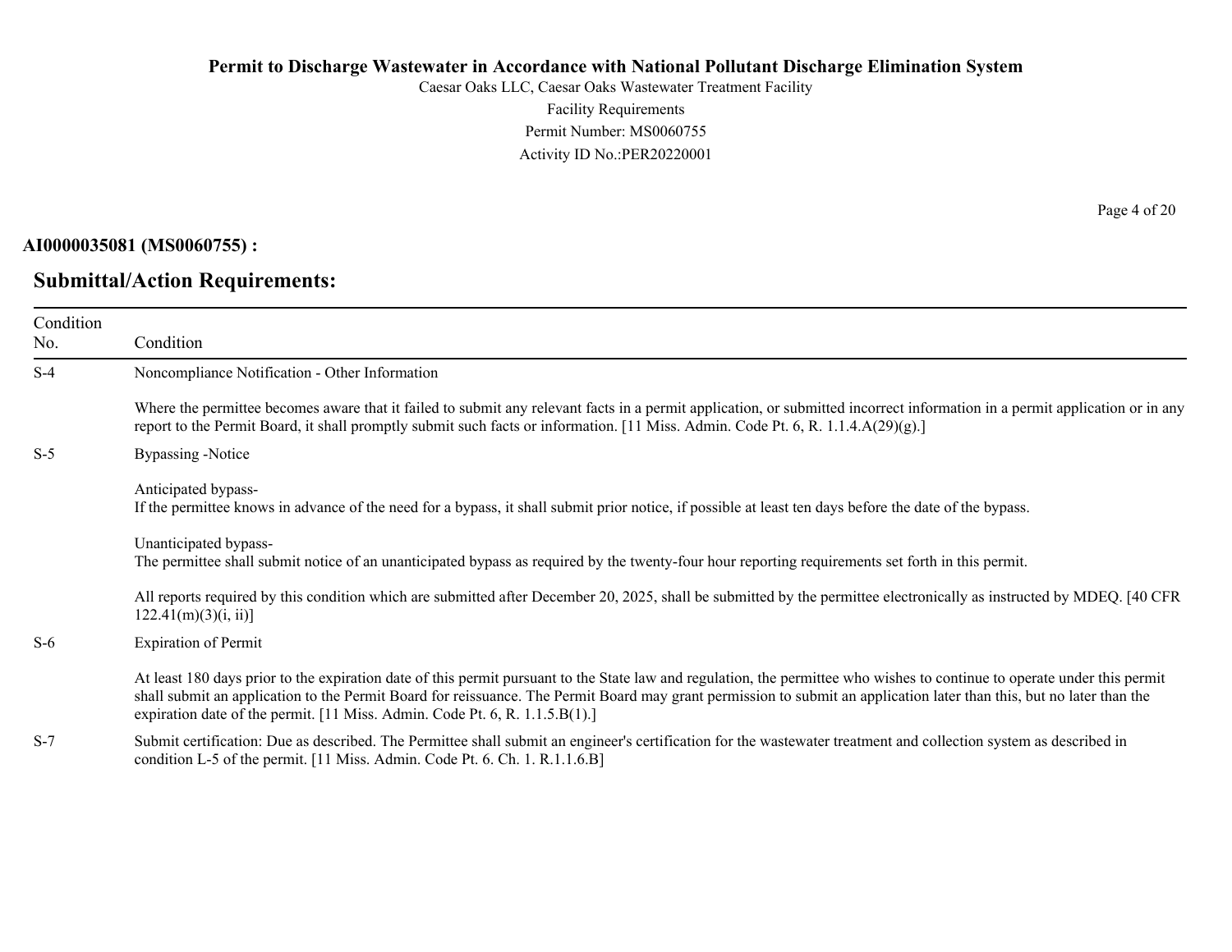**AI0000035081 (MS0060755) :**

## Submittal/Action Requirements:

| Condition No. | Condition |
|---|---|
| S-4 | Noncompliance Notification - Other Information<br><br>Where the permittee becomes aware that it failed to submit any relevant facts in a permit application, or submitted incorrect information in a permit application or in any report to the Permit Board, it shall promptly submit such facts or information. [11 Miss. Admin. Code Pt. 6, R. 1.1.4.A(29)(g).] |
| S-5 | Bypassing -Notice<br><br>Anticipated bypass-<br>If the permittee knows in advance of the need for a bypass, it shall submit prior notice, if possible at least ten days before the date of the bypass.<br><br>Unanticipated bypass-<br>The permittee shall submit notice of an unanticipated bypass as required by the twenty-four hour reporting requirements set forth in this permit.<br><br>All reports required by this condition which are submitted after December 20, 2025, shall be submitted by the permittee electronically as instructed by MDEQ. [40 CFR 122.41(m)(3)(i, ii)] |
| S-6 | Expiration of Permit<br><br>At least 180 days prior to the expiration date of this permit pursuant to the State law and regulation, the permittee who wishes to continue to operate under this permit shall submit an application to the Permit Board for reissuance. The Permit Board may grant permission to submit an application later than this, but no later than the expiration date of the permit. [11 Miss. Admin. Code Pt. 6, R. 1.1.5.B(1).] |
| S-7 | Submit certification: Due as described. The Permittee shall submit an engineer's certification for the wastewater treatment and collection system as described in condition L-5 of the permit. [11 Miss. Admin. Code Pt. 6. Ch. 1. R.1.1.6.B] |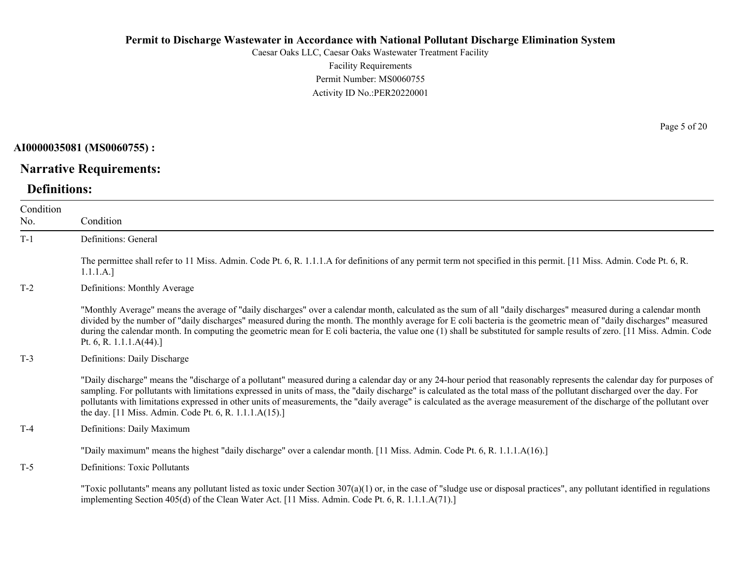**AI0000035081 (MS0060755) :**

## Narrative Requirements:

### Definitions:

| Condition No. | Condition |
|---|---|
| T-1 | Definitions: General<br><br>The permittee shall refer to 11 Miss. Admin. Code Pt. 6, R. 1.1.1.A for definitions of any permit term not specified in this permit. [11 Miss. Admin. Code Pt. 6, R. 1.1.1.A.] |
| T-2 | Definitions: Monthly Average<br><br>"Monthly Average" means the average of "daily discharges" over a calendar month, calculated as the sum of all "daily discharges" measured during a calendar month divided by the number of "daily discharges" measured during the month. The monthly average for E coli bacteria is the geometric mean of "daily discharges" measured during the calendar month. In computing the geometric mean for E coli bacteria, the value one (1) shall be substituted for sample results of zero. [11 Miss. Admin. Code Pt. 6, R. 1.1.1.A(44).] |
| T-3 | Definitions: Daily Discharge<br><br>"Daily discharge" means the "discharge of a pollutant" measured during a calendar day or any 24-hour period that reasonably represents the calendar day for purposes of sampling. For pollutants with limitations expressed in units of mass, the "daily discharge" is calculated as the total mass of the pollutant discharged over the day. For pollutants with limitations expressed in other units of measurements, the "daily average" is calculated as the average measurement of the discharge of the pollutant over the day. [11 Miss. Admin. Code Pt. 6, R. 1.1.1.A(15).] |
| T-4 | Definitions: Daily Maximum<br><br>"Daily maximum" means the highest "daily discharge" over a calendar month. [11 Miss. Admin. Code Pt. 6, R. 1.1.1.A(16).] |
| T-5 | Definitions: Toxic Pollutants<br><br>"Toxic pollutants" means any pollutant listed as toxic under Section 307(a)(1) or, in the case of "sludge use or disposal practices", any pollutant identified in regulations implementing Section 405(d) of the Clean Water Act. [11 Miss. Admin. Code Pt. 6, R. 1.1.1.A(71).] |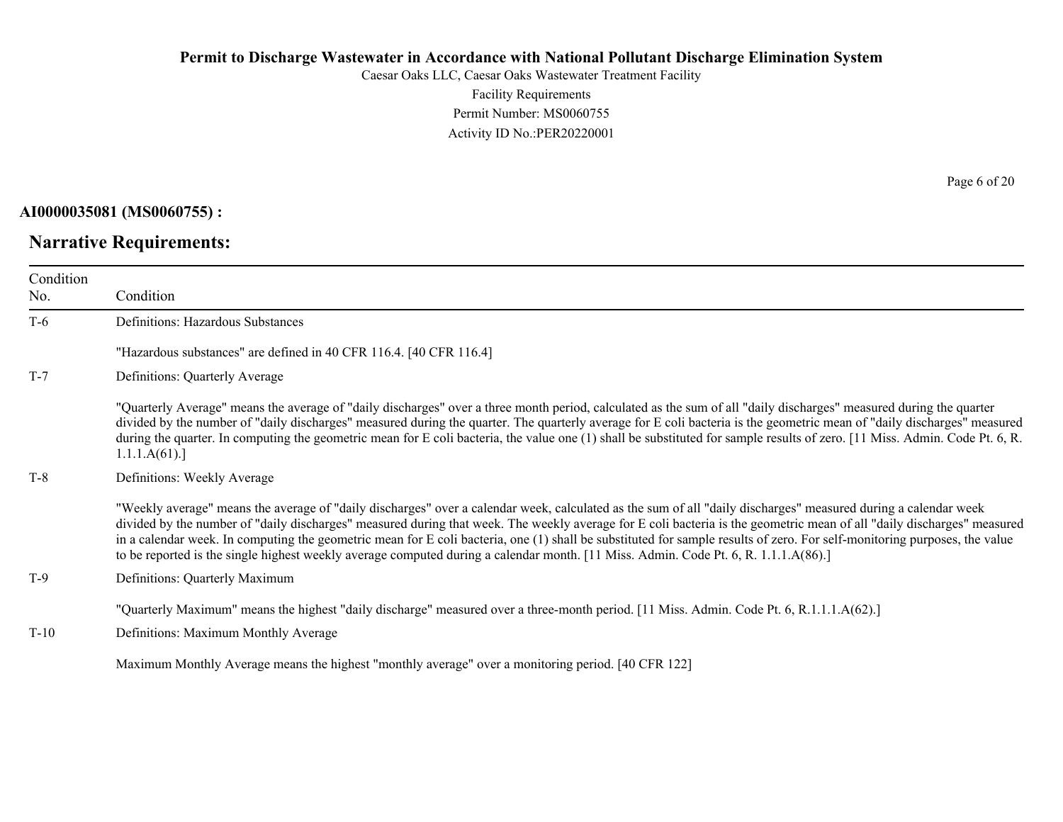**AI0000035081 (MS0060755) :**

## Narrative Requirements:

| Condition No. | Condition |
|---|---|
| T-6 | Definitions: Hazardous Substances<br><br>"Hazardous substances" are defined in 40 CFR 116.4. [40 CFR 116.4] |
| T-7 | Definitions: Quarterly Average<br><br>"Quarterly Average" means the average of "daily discharges" over a three month period, calculated as the sum of all "daily discharges" measured during the quarter divided by the number of "daily discharges" measured during the quarter. The quarterly average for E coli bacteria is the geometric mean of "daily discharges" measured during the quarter. In computing the geometric mean for E coli bacteria, the value one (1) shall be substituted for sample results of zero. [11 Miss. Admin. Code Pt. 6, R. 1.1.1.A(61).] |
| T-8 | Definitions: Weekly Average<br><br>"Weekly average" means the average of "daily discharges" over a calendar week, calculated as the sum of all "daily discharges" measured during a calendar week divided by the number of "daily discharges" measured during that week. The weekly average for E coli bacteria is the geometric mean of all "daily discharges" measured in a calendar week. In computing the geometric mean for E coli bacteria, one (1) shall be substituted for sample results of zero. For self-monitoring purposes, the value to be reported is the single highest weekly average computed during a calendar month. [11 Miss. Admin. Code Pt. 6, R. 1.1.1.A(86).] |
| T-9 | Definitions: Quarterly Maximum<br><br>"Quarterly Maximum" means the highest "daily discharge" measured over a three-month period. [11 Miss. Admin. Code Pt. 6, R.1.1.1.A(62).] |
| T-10 | Definitions: Maximum Monthly Average<br><br>Maximum Monthly Average means the highest "monthly average" over a monitoring period. [40 CFR 122] |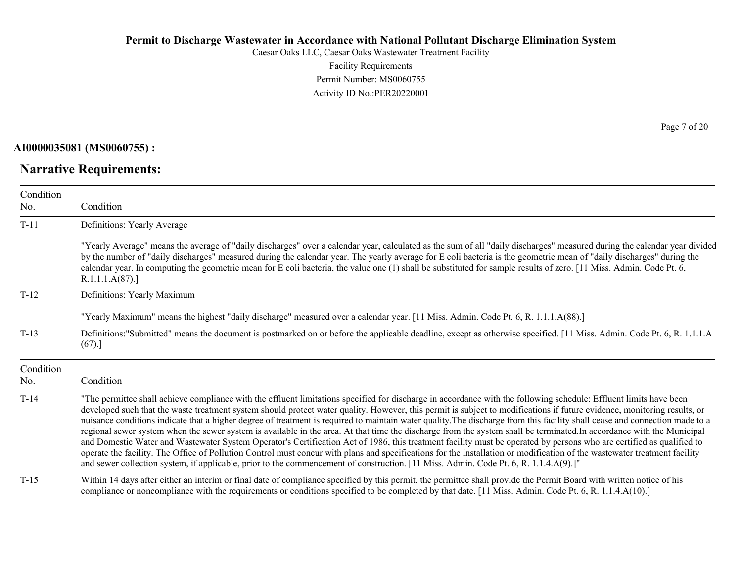**AI0000035081 (MS0060755) :**

## Narrative Requirements:

| Condition No. | Condition |
|---|---|
| T-11 | Definitions: Yearly Average<br><br>"Yearly Average" means the average of "daily discharges" over a calendar year, calculated as the sum of all "daily discharges" measured during the calendar year divided by the number of "daily discharges" measured during the calendar year. The yearly average for E coli bacteria is the geometric mean of "daily discharges" during the calendar year. In computing the geometric mean for E coli bacteria, the value one (1) shall be substituted for sample results of zero. [11 Miss. Admin. Code Pt. 6, R.1.1.1.A(87).] |
| T-12 | Definitions: Yearly Maximum<br><br>"Yearly Maximum" means the highest "daily discharge" measured over a calendar year. [11 Miss. Admin. Code Pt. 6, R. 1.1.1.A(88).] |
| T-13 | Definitions:"Submitted" means the document is postmarked on or before the applicable deadline, except as otherwise specified. [11 Miss. Admin. Code Pt. 6, R. 1.1.1.A (67).] |

| Condition No. | Condition |
|---|---|
| T-14 | "The permittee shall achieve compliance with the effluent limitations specified for discharge in accordance with the following schedule: Effluent limits have been developed such that the waste treatment system should protect water quality. However, this permit is subject to modifications if future evidence, monitoring results, or nuisance conditions indicate that a higher degree of treatment is required to maintain water quality.The discharge from this facility shall cease and connection made to a regional sewer system when the sewer system is available in the area. At that time the discharge from the system shall be terminated.In accordance with the Municipal and Domestic Water and Wastewater System Operator's Certification Act of 1986, this treatment facility must be operated by persons who are certified as qualified to operate the facility. The Office of Pollution Control must concur with plans and specifications for the installation or modification of the wastewater treatment facility and sewer collection system, if applicable, prior to the commencement of construction. [11 Miss. Admin. Code Pt. 6, R. 1.1.4.A(9).]" |
| T-15 | Within 14 days after either an interim or final date of compliance specified by this permit, the permittee shall provide the Permit Board with written notice of his compliance or noncompliance with the requirements or conditions specified to be completed by that date. [11 Miss. Admin. Code Pt. 6, R. 1.1.4.A(10).] |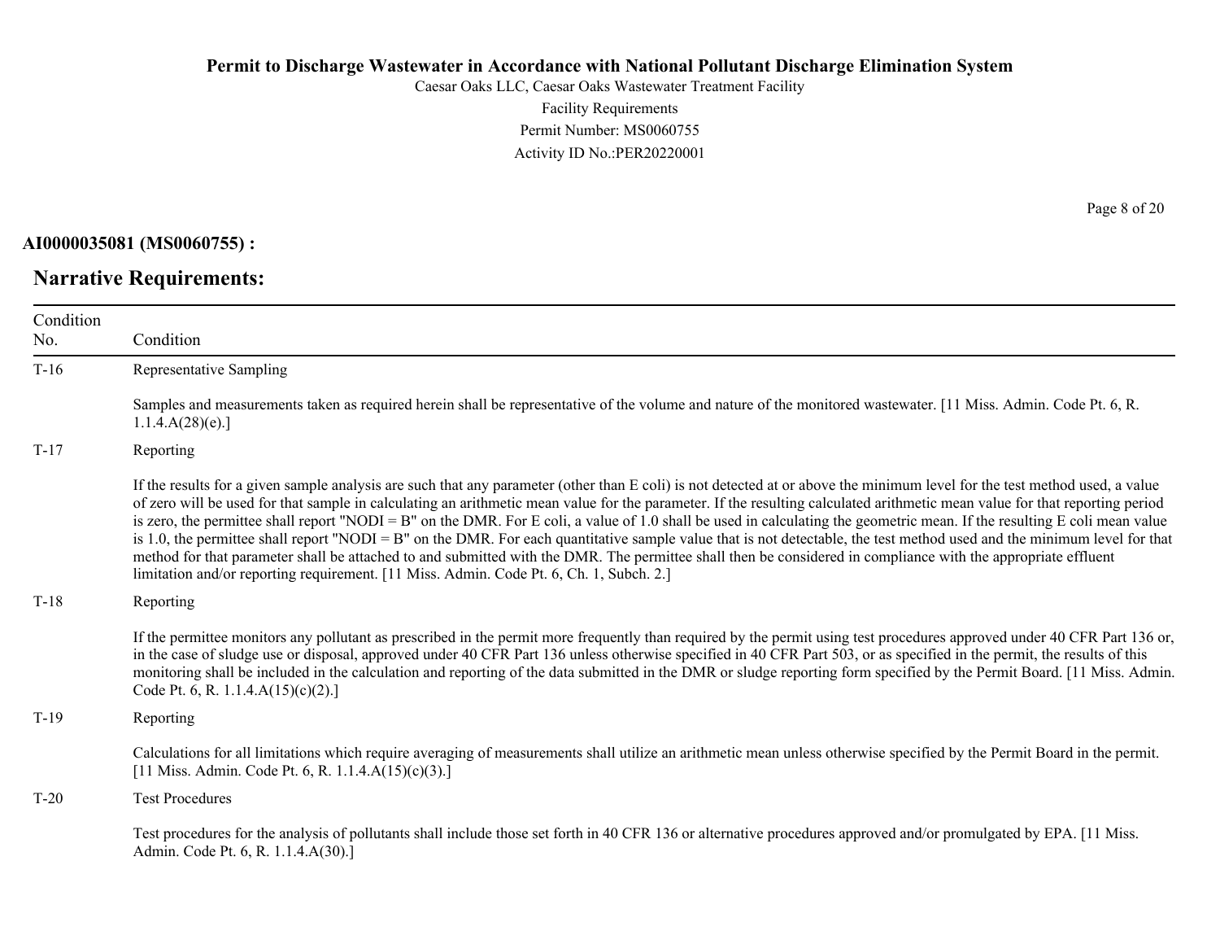**AI0000035081 (MS0060755) :**

## Narrative Requirements:

| Condition No. | Condition |
|---|---|
| T-16 | Representative Sampling<br><br>Samples and measurements taken as required herein shall be representative of the volume and nature of the monitored wastewater. [11 Miss. Admin. Code Pt. 6, R. 1.1.4.A(28)(e).] |
| T-17 | Reporting<br><br>If the results for a given sample analysis are such that any parameter (other than E coli) is not detected at or above the minimum level for the test method used, a value of zero will be used for that sample in calculating an arithmetic mean value for the parameter. If the resulting calculated arithmetic mean value for that reporting period is zero, the permittee shall report "NODI = B" on the DMR. For E coli, a value of 1.0 shall be used in calculating the geometric mean. If the resulting E coli mean value is 1.0, the permittee shall report "NODI = B" on the DMR. For each quantitative sample value that is not detectable, the test method used and the minimum level for that method for that parameter shall be attached to and submitted with the DMR. The permittee shall then be considered in compliance with the appropriate effluent limitation and/or reporting requirement. [11 Miss. Admin. Code Pt. 6, Ch. 1, Subch. 2.] |
| T-18 | Reporting<br><br>If the permittee monitors any pollutant as prescribed in the permit more frequently than required by the permit using test procedures approved under 40 CFR Part 136 or, in the case of sludge use or disposal, approved under 40 CFR Part 136 unless otherwise specified in 40 CFR Part 503, or as specified in the permit, the results of this monitoring shall be included in the calculation and reporting of the data submitted in the DMR or sludge reporting form specified by the Permit Board. [11 Miss. Admin. Code Pt. 6, R. 1.1.4.A(15)(c)(2).] |
| T-19 | Reporting<br><br>Calculations for all limitations which require averaging of measurements shall utilize an arithmetic mean unless otherwise specified by the Permit Board in the permit. [11 Miss. Admin. Code Pt. 6, R. 1.1.4.A(15)(c)(3).] |
| T-20 | Test Procedures<br><br>Test procedures for the analysis of pollutants shall include those set forth in 40 CFR 136 or alternative procedures approved and/or promulgated by EPA. [11 Miss. Admin. Code Pt. 6, R. 1.1.4.A(30).] |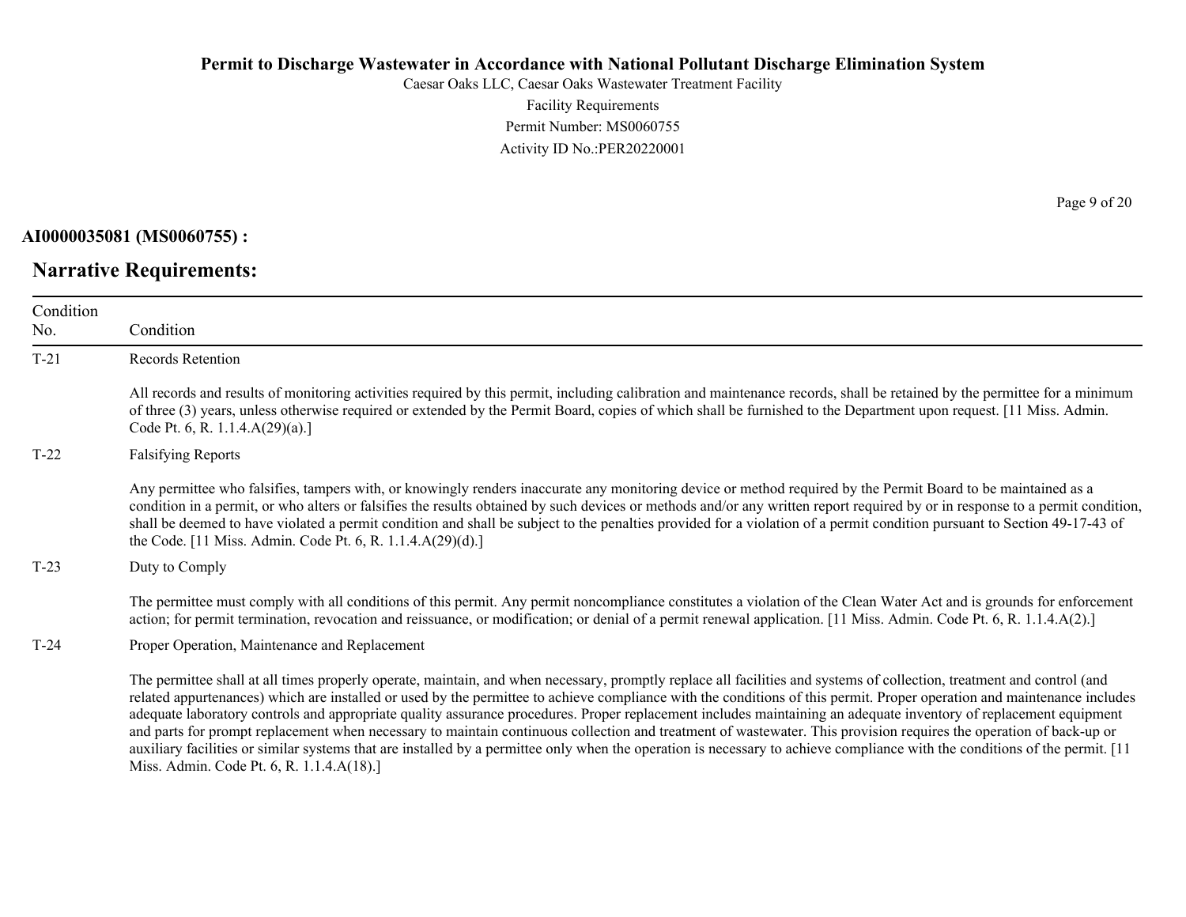**AI0000035081 (MS0060755) :**

## Narrative Requirements:

| Condition No. | Condition |
|---|---|
| T-21 | Records Retention<br><br>All records and results of monitoring activities required by this permit, including calibration and maintenance records, shall be retained by the permittee for a minimum of three (3) years, unless otherwise required or extended by the Permit Board, copies of which shall be furnished to the Department upon request. [11 Miss. Admin. Code Pt. 6, R. 1.1.4.A(29)(a).] |
| T-22 | Falsifying Reports<br><br>Any permittee who falsifies, tampers with, or knowingly renders inaccurate any monitoring device or method required by the Permit Board to be maintained as a condition in a permit, or who alters or falsifies the results obtained by such devices or methods and/or any written report required by or in response to a permit condition, shall be deemed to have violated a permit condition and shall be subject to the penalties provided for a violation of a permit condition pursuant to Section 49-17-43 of the Code. [11 Miss. Admin. Code Pt. 6, R. 1.1.4.A(29)(d).] |
| T-23 | Duty to Comply<br><br>The permittee must comply with all conditions of this permit. Any permit noncompliance constitutes a violation of the Clean Water Act and is grounds for enforcement action; for permit termination, revocation and reissuance, or modification; or denial of a permit renewal application. [11 Miss. Admin. Code Pt. 6, R. 1.1.4.A(2).] |
| T-24 | Proper Operation, Maintenance and Replacement<br><br>The permittee shall at all times properly operate, maintain, and when necessary, promptly replace all facilities and systems of collection, treatment and control (and related appurtenances) which are installed or used by the permittee to achieve compliance with the conditions of this permit. Proper operation and maintenance includes adequate laboratory controls and appropriate quality assurance procedures. Proper replacement includes maintaining an adequate inventory of replacement equipment and parts for prompt replacement when necessary to maintain continuous collection and treatment of wastewater. This provision requires the operation of back-up or auxiliary facilities or similar systems that are installed by a permittee only when the operation is necessary to achieve compliance with the conditions of the permit. [11 Miss. Admin. Code Pt. 6, R. 1.1.4.A(18).] |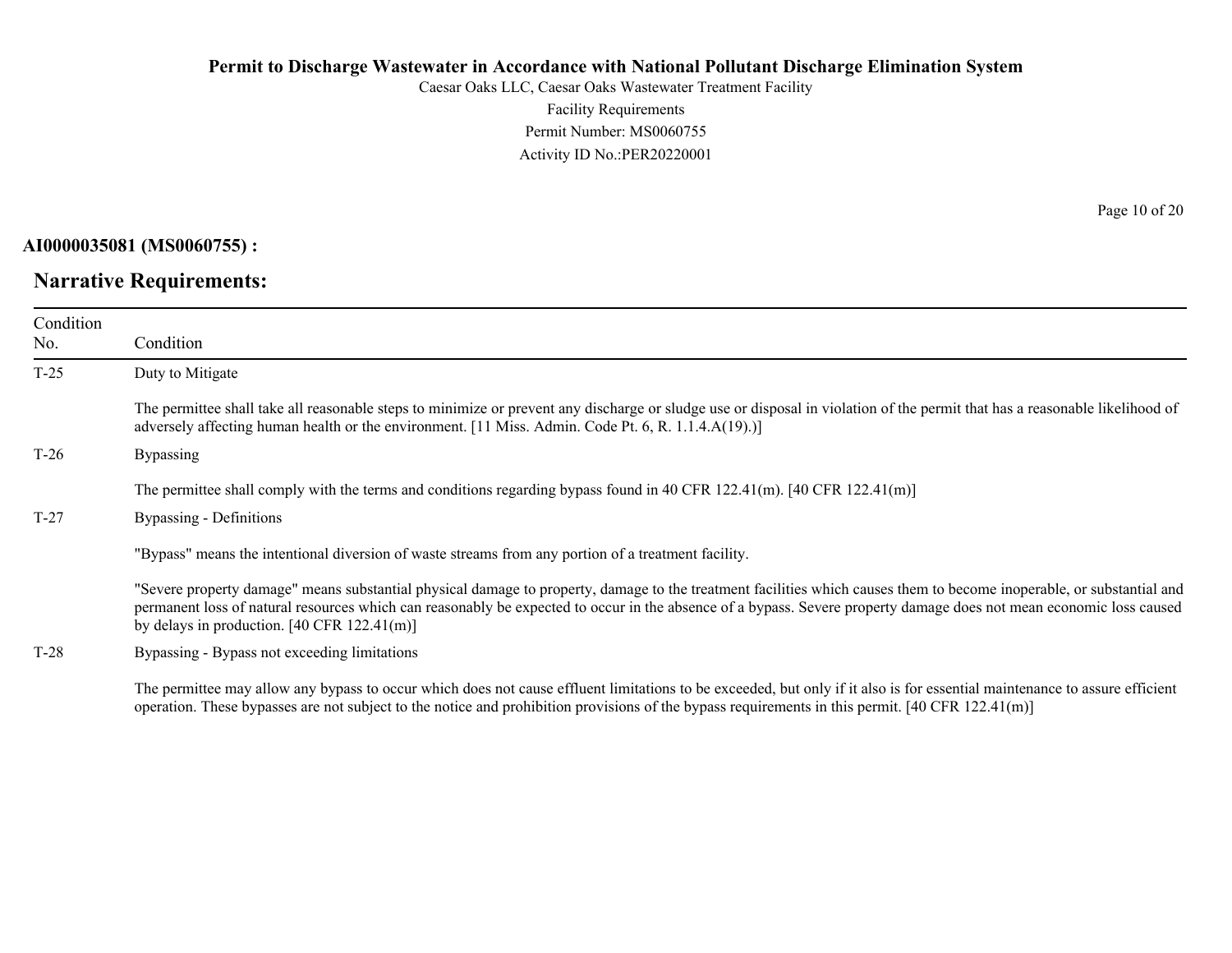**AI0000035081 (MS0060755) :**

## Narrative Requirements:

| Condition No. | Condition |
|---|---|
| T-25 | Duty to Mitigate<br><br>The permittee shall take all reasonable steps to minimize or prevent any discharge or sludge use or disposal in violation of the permit that has a reasonable likelihood of adversely affecting human health or the environment. [11 Miss. Admin. Code Pt. 6, R. 1.1.4.A(19).)] |
| T-26 | Bypassing<br><br>The permittee shall comply with the terms and conditions regarding bypass found in 40 CFR 122.41(m). [40 CFR 122.41(m)] |
| T-27 | Bypassing - Definitions<br><br>"Bypass" means the intentional diversion of waste streams from any portion of a treatment facility.<br><br>"Severe property damage" means substantial physical damage to property, damage to the treatment facilities which causes them to become inoperable, or substantial and permanent loss of natural resources which can reasonably be expected to occur in the absence of a bypass. Severe property damage does not mean economic loss caused by delays in production. [40 CFR 122.41(m)] |
| T-28 | Bypassing - Bypass not exceeding limitations<br><br>The permittee may allow any bypass to occur which does not cause effluent limitations to be exceeded, but only if it also is for essential maintenance to assure efficient operation. These bypasses are not subject to the notice and prohibition provisions of the bypass requirements in this permit. [40 CFR 122.41(m)] |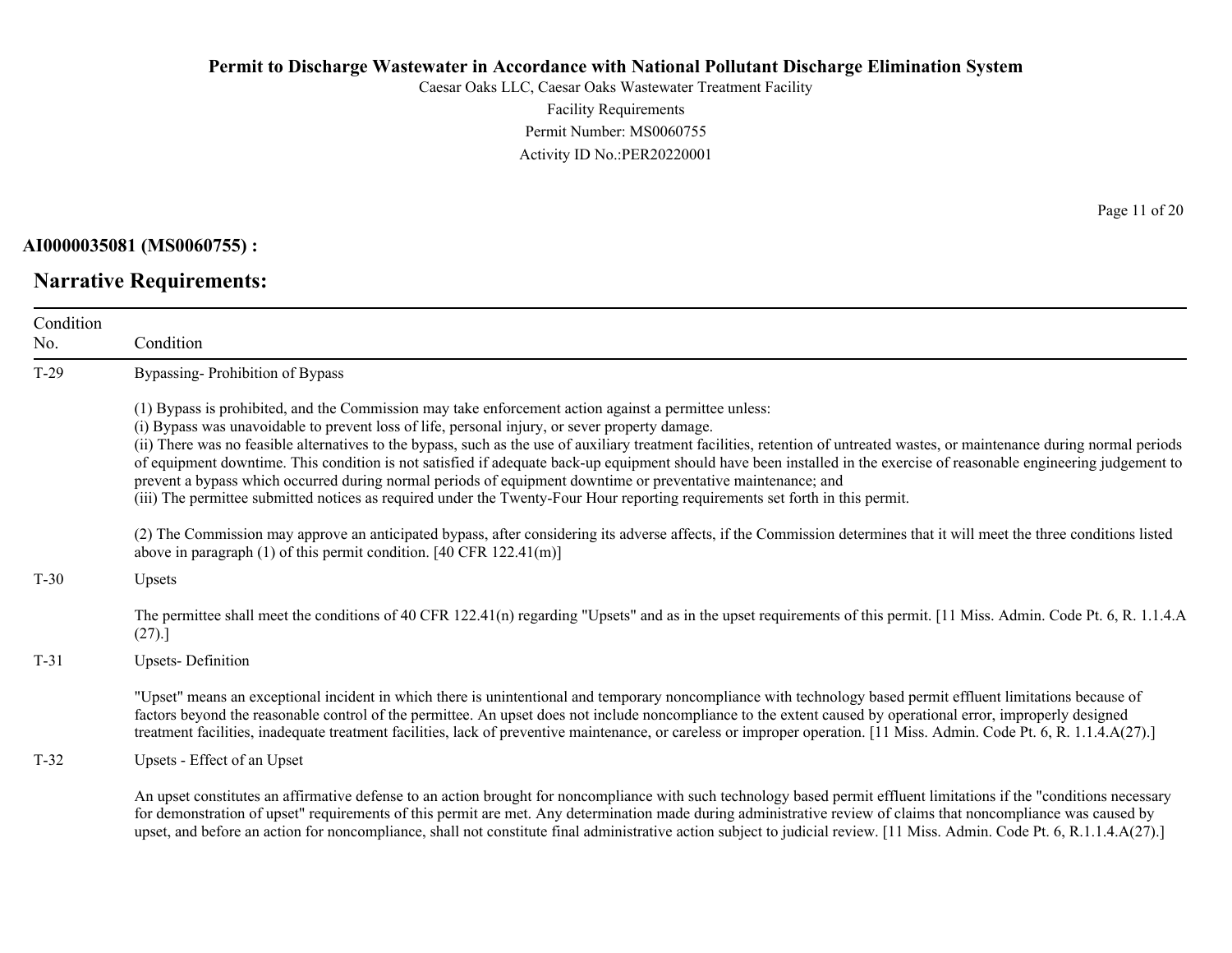**AI0000035081 (MS0060755) :**

## Narrative Requirements:

| Condition No. | Condition |
|---|---|
| T-29 | Bypassing- Prohibition of Bypass<br><br>(1) Bypass is prohibited, and the Commission may take enforcement action against a permittee unless:<br>(i) Bypass was unavoidable to prevent loss of life, personal injury, or sever property damage.<br>(ii) There was no feasible alternatives to the bypass, such as the use of auxiliary treatment facilities, retention of untreated wastes, or maintenance during normal periods of equipment downtime. This condition is not satisfied if adequate back-up equipment should have been installed in the exercise of reasonable engineering judgement to prevent a bypass which occurred during normal periods of equipment downtime or preventative maintenance; and<br>(iii) The permittee submitted notices as required under the Twenty-Four Hour reporting requirements set forth in this permit.<br><br>(2) The Commission may approve an anticipated bypass, after considering its adverse affects, if the Commission determines that it will meet the three conditions listed above in paragraph (1) of this permit condition. [40 CFR 122.41(m)] |
| T-30 | Upsets<br><br>The permittee shall meet the conditions of 40 CFR 122.41(n) regarding "Upsets" and as in the upset requirements of this permit. [11 Miss. Admin. Code Pt. 6, R. 1.1.4.A (27).] |
| T-31 | Upsets- Definition<br><br>"Upset" means an exceptional incident in which there is unintentional and temporary noncompliance with technology based permit effluent limitations because of factors beyond the reasonable control of the permittee. An upset does not include noncompliance to the extent caused by operational error, improperly designed treatment facilities, inadequate treatment facilities, lack of preventive maintenance, or careless or improper operation. [11 Miss. Admin. Code Pt. 6, R. 1.1.4.A(27).] |
| T-32 | Upsets - Effect of an Upset<br><br>An upset constitutes an affirmative defense to an action brought for noncompliance with such technology based permit effluent limitations if the "conditions necessary for demonstration of upset" requirements of this permit are met. Any determination made during administrative review of claims that noncompliance was caused by upset, and before an action for noncompliance, shall not constitute final administrative action subject to judicial review. [11 Miss. Admin. Code Pt. 6, R.1.1.4.A(27).] |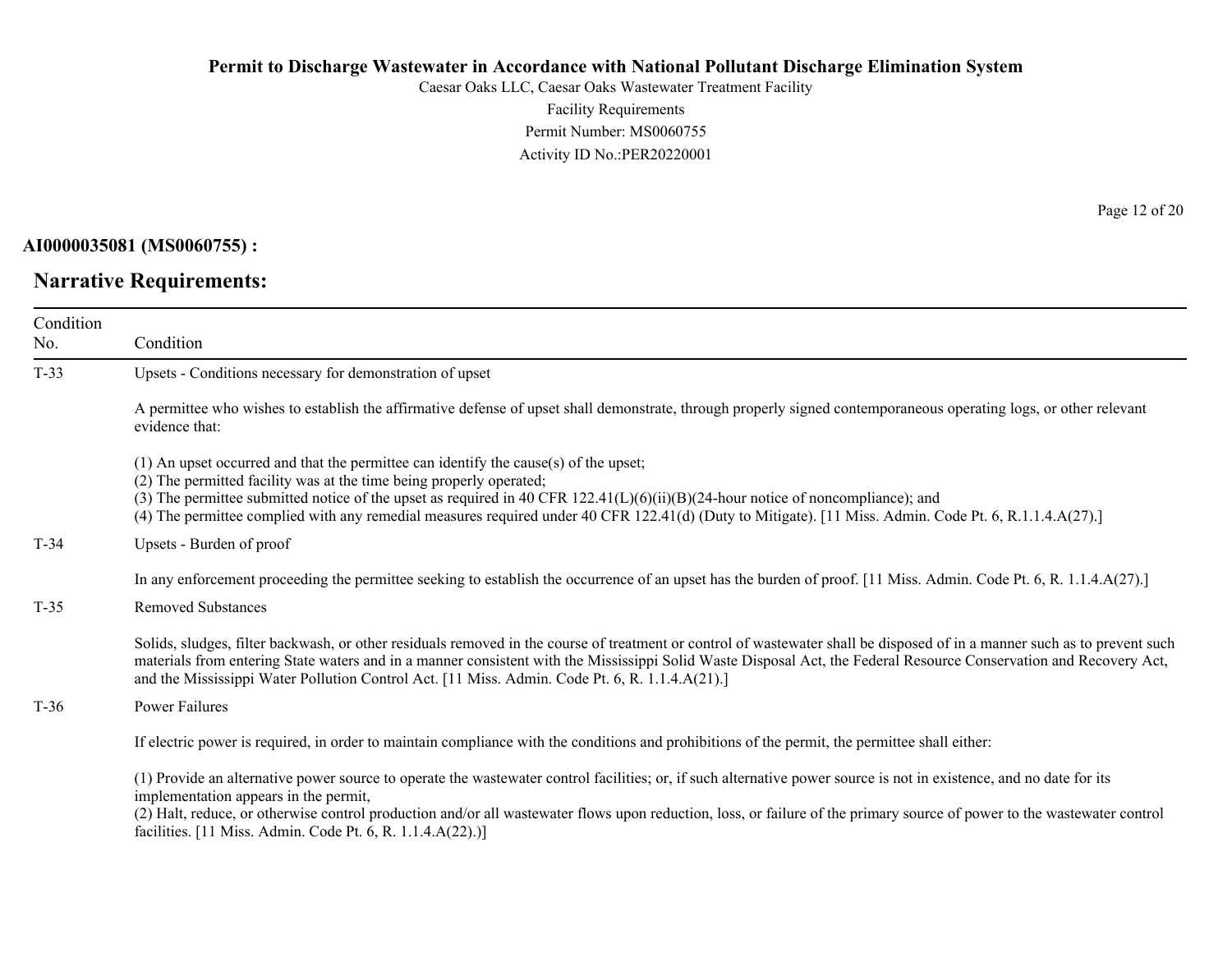**AI0000035081 (MS0060755) :**

## Narrative Requirements:

| Condition No. | Condition |
|---|---|
| T-33 | Upsets - Conditions necessary for demonstration of upset<br><br>A permittee who wishes to establish the affirmative defense of upset shall demonstrate, through properly signed contemporaneous operating logs, or other relevant evidence that:<br><br>(1) An upset occurred and that the permittee can identify the cause(s) of the upset;<br>(2) The permitted facility was at the time being properly operated;<br>(3) The permittee submitted notice of the upset as required in 40 CFR 122.41(L)(6)(ii)(B)(24-hour notice of noncompliance); and<br>(4) The permittee complied with any remedial measures required under 40 CFR 122.41(d) (Duty to Mitigate). [11 Miss. Admin. Code Pt. 6, R.1.1.4.A(27).] |
| T-34 | Upsets - Burden of proof<br><br>In any enforcement proceeding the permittee seeking to establish the occurrence of an upset has the burden of proof. [11 Miss. Admin. Code Pt. 6, R. 1.1.4.A(27).] |
| T-35 | Removed Substances<br><br>Solids, sludges, filter backwash, or other residuals removed in the course of treatment or control of wastewater shall be disposed of in a manner such as to prevent such materials from entering State waters and in a manner consistent with the Mississippi Solid Waste Disposal Act, the Federal Resource Conservation and Recovery Act, and the Mississippi Water Pollution Control Act. [11 Miss. Admin. Code Pt. 6, R. 1.1.4.A(21).] |
| T-36 | Power Failures<br><br>If electric power is required, in order to maintain compliance with the conditions and prohibitions of the permit, the permittee shall either:<br><br>(1) Provide an alternative power source to operate the wastewater control facilities; or, if such alternative power source is not in existence, and no date for its implementation appears in the permit,<br>(2) Halt, reduce, or otherwise control production and/or all wastewater flows upon reduction, loss, or failure of the primary source of power to the wastewater control facilities. [11 Miss. Admin. Code Pt. 6, R. 1.1.4.A(22).)] |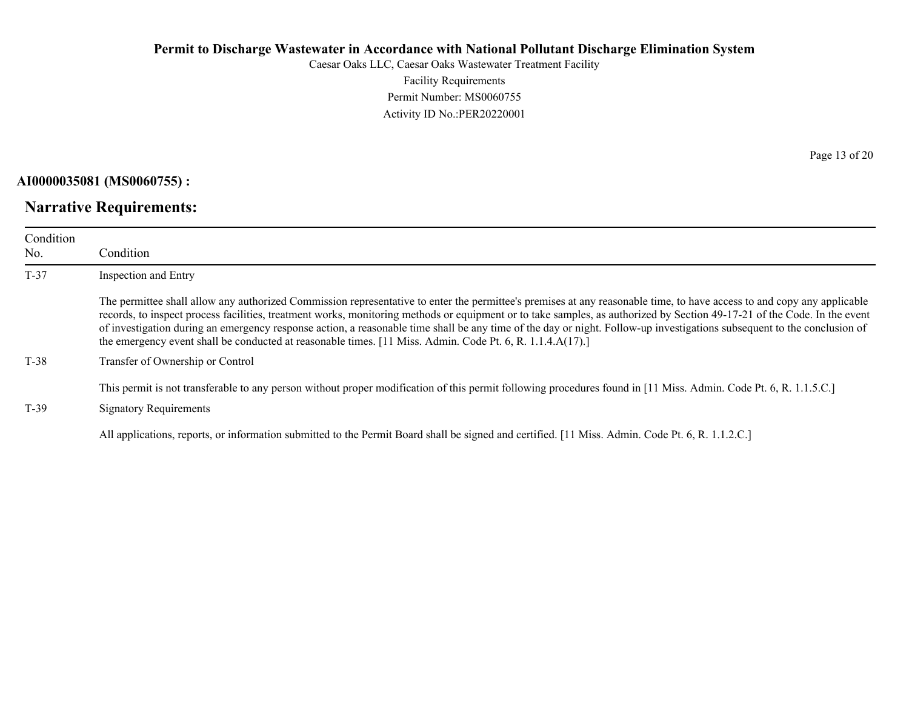**AI0000035081 (MS0060755) :**

## Narrative Requirements:

| Condition No. | Condition |
|---|---|
| T-37 | Inspection and Entry<br><br>The permittee shall allow any authorized Commission representative to enter the permittee's premises at any reasonable time, to have access to and copy any applicable records, to inspect process facilities, treatment works, monitoring methods or equipment or to take samples, as authorized by Section 49-17-21 of the Code. In the event of investigation during an emergency response action, a reasonable time shall be any time of the day or night. Follow-up investigations subsequent to the conclusion of the emergency event shall be conducted at reasonable times. [11 Miss. Admin. Code Pt. 6, R. 1.1.4.A(17).] |
| T-38 | Transfer of Ownership or Control<br><br>This permit is not transferable to any person without proper modification of this permit following procedures found in [11 Miss. Admin. Code Pt. 6, R. 1.1.5.C.] |
| T-39 | Signatory Requirements<br><br>All applications, reports, or information submitted to the Permit Board shall be signed and certified. [11 Miss. Admin. Code Pt. 6, R. 1.1.2.C.] |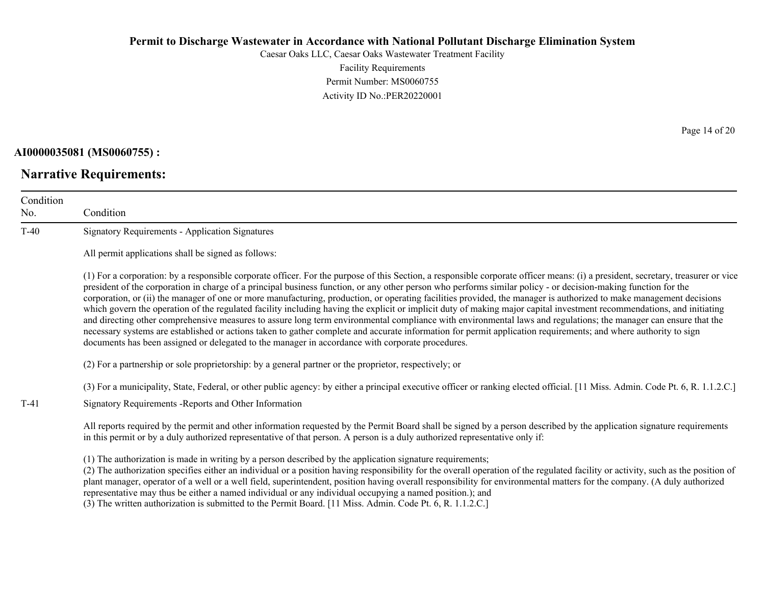**AI0000035081 (MS0060755) :**

## Narrative Requirements:

| Condition No. | Condition |
|---|---|
| T-40 | Signatory Requirements - Application Signatures<br><br>All permit applications shall be signed as follows:<br><br>(1) For a corporation: by a responsible corporate officer. For the purpose of this Section, a responsible corporate officer means: (i) a president, secretary, treasurer or vice president of the corporation in charge of a principal business function, or any other person who performs similar policy - or decision-making function for the corporation, or (ii) the manager of one or more manufacturing, production, or operating facilities provided, the manager is authorized to make management decisions which govern the operation of the regulated facility including having the explicit or implicit duty of making major capital investment recommendations, and initiating and directing other comprehensive measures to assure long term environmental compliance with environmental laws and regulations; the manager can ensure that the necessary systems are established or actions taken to gather complete and accurate information for permit application requirements; and where authority to sign documents has been assigned or delegated to the manager in accordance with corporate procedures.<br><br>(2) For a partnership or sole proprietorship: by a general partner or the proprietor, respectively; or<br><br>(3) For a municipality, State, Federal, or other public agency: by either a principal executive officer or ranking elected official. [11 Miss. Admin. Code Pt. 6, R. 1.1.2.C.] |
| T-41 | Signatory Requirements -Reports and Other Information<br><br>All reports required by the permit and other information requested by the Permit Board shall be signed by a person described by the application signature requirements in this permit or by a duly authorized representative of that person. A person is a duly authorized representative only if:<br><br>(1) The authorization is made in writing by a person described by the application signature requirements;<br>(2) The authorization specifies either an individual or a position having responsibility for the overall operation of the regulated facility or activity, such as the position of plant manager, operator of a well or a well field, superintendent, position having overall responsibility for environmental matters for the company. (A duly authorized representative may thus be either a named individual or any individual occupying a named position.); and<br>(3) The written authorization is submitted to the Permit Board. [11 Miss. Admin. Code Pt. 6, R. 1.1.2.C.] |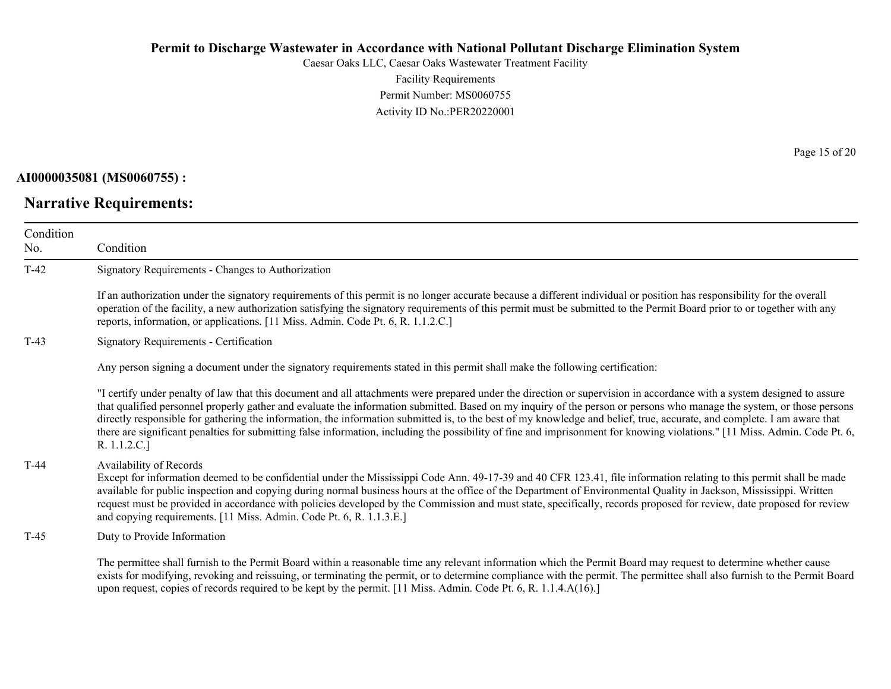**AI0000035081 (MS0060755) :**

## Narrative Requirements:

| Condition No. | Condition |
|---|---|
| T-42 | Signatory Requirements - Changes to Authorization<br><br>If an authorization under the signatory requirements of this permit is no longer accurate because a different individual or position has responsibility for the overall operation of the facility, a new authorization satisfying the signatory requirements of this permit must be submitted to the Permit Board prior to or together with any reports, information, or applications. [11 Miss. Admin. Code Pt. 6, R. 1.1.2.C.] |
| T-43 | Signatory Requirements - Certification<br><br>Any person signing a document under the signatory requirements stated in this permit shall make the following certification:<br><br>"I certify under penalty of law that this document and all attachments were prepared under the direction or supervision in accordance with a system designed to assure that qualified personnel properly gather and evaluate the information submitted. Based on my inquiry of the person or persons who manage the system, or those persons directly responsible for gathering the information, the information submitted is, to the best of my knowledge and belief, true, accurate, and complete. I am aware that there are significant penalties for submitting false information, including the possibility of fine and imprisonment for knowing violations." [11 Miss. Admin. Code Pt. 6, R. 1.1.2.C.] |
| T-44 | Availability of Records<br>Except for information deemed to be confidential under the Mississippi Code Ann. 49-17-39 and 40 CFR 123.41, file information relating to this permit shall be made available for public inspection and copying during normal business hours at the office of the Department of Environmental Quality in Jackson, Mississippi. Written request must be provided in accordance with policies developed by the Commission and must state, specifically, records proposed for review, date proposed for review and copying requirements. [11 Miss. Admin. Code Pt. 6, R. 1.1.3.E.] |
| T-45 | Duty to Provide Information<br><br>The permittee shall furnish to the Permit Board within a reasonable time any relevant information which the Permit Board may request to determine whether cause exists for modifying, revoking and reissuing, or terminating the permit, or to determine compliance with the permit. The permittee shall also furnish to the Permit Board upon request, copies of records required to be kept by the permit. [11 Miss. Admin. Code Pt. 6, R. 1.1.4.A(16).] |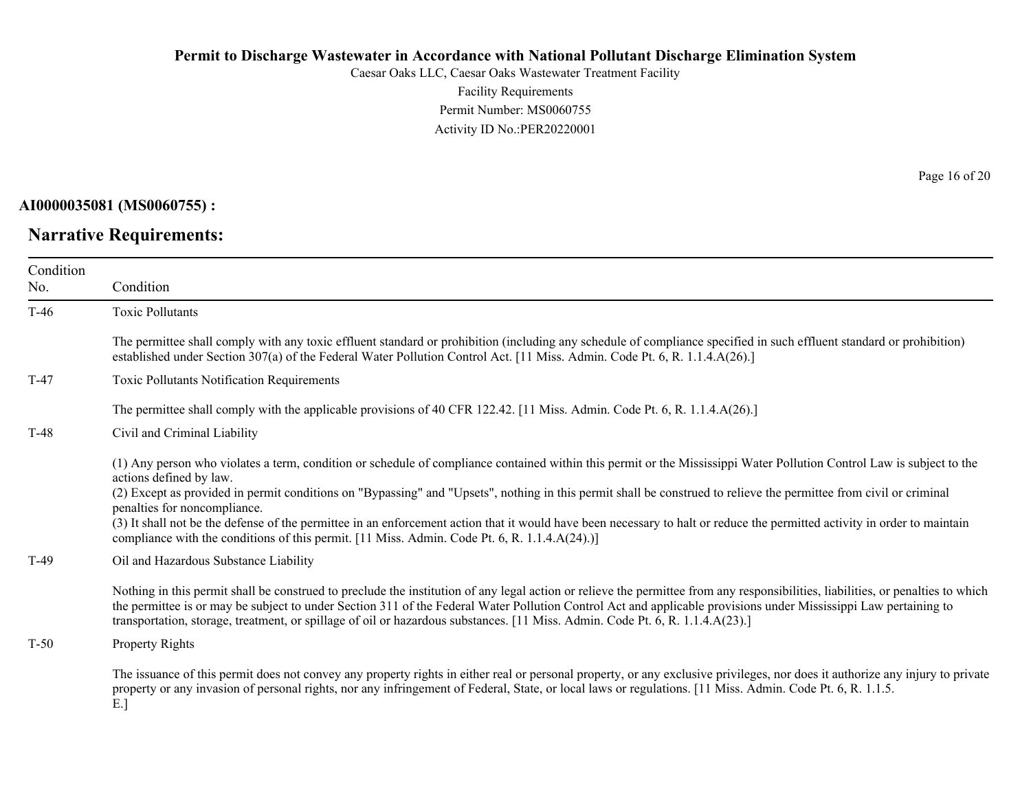**AI0000035081 (MS0060755) :**

## Narrative Requirements:

| Condition No. | Condition |
|---|---|
| T-46 | Toxic Pollutants<br><br>The permittee shall comply with any toxic effluent standard or prohibition (including any schedule of compliance specified in such effluent standard or prohibition) established under Section 307(a) of the Federal Water Pollution Control Act. [11 Miss. Admin. Code Pt. 6, R. 1.1.4.A(26).] |
| T-47 | Toxic Pollutants Notification Requirements<br><br>The permittee shall comply with the applicable provisions of 40 CFR 122.42. [11 Miss. Admin. Code Pt. 6, R. 1.1.4.A(26).] |
| T-48 | Civil and Criminal Liability<br><br>(1) Any person who violates a term, condition or schedule of compliance contained within this permit or the Mississippi Water Pollution Control Law is subject to the actions defined by law.<br>(2) Except as provided in permit conditions on "Bypassing" and "Upsets", nothing in this permit shall be construed to relieve the permittee from civil or criminal penalties for noncompliance.<br>(3) It shall not be the defense of the permittee in an enforcement action that it would have been necessary to halt or reduce the permitted activity in order to maintain compliance with the conditions of this permit. [11 Miss. Admin. Code Pt. 6, R. 1.1.4.A(24).)] |
| T-49 | Oil and Hazardous Substance Liability<br><br>Nothing in this permit shall be construed to preclude the institution of any legal action or relieve the permittee from any responsibilities, liabilities, or penalties to which the permittee is or may be subject to under Section 311 of the Federal Water Pollution Control Act and applicable provisions under Mississippi Law pertaining to transportation, storage, treatment, or spillage of oil or hazardous substances. [11 Miss. Admin. Code Pt. 6, R. 1.1.4.A(23).] |
| T-50 | Property Rights<br><br>The issuance of this permit does not convey any property rights in either real or personal property, or any exclusive privileges, nor does it authorize any injury to private property or any invasion of personal rights, nor any infringement of Federal, State, or local laws or regulations. [11 Miss. Admin. Code Pt. 6, R. 1.1.5. E.] |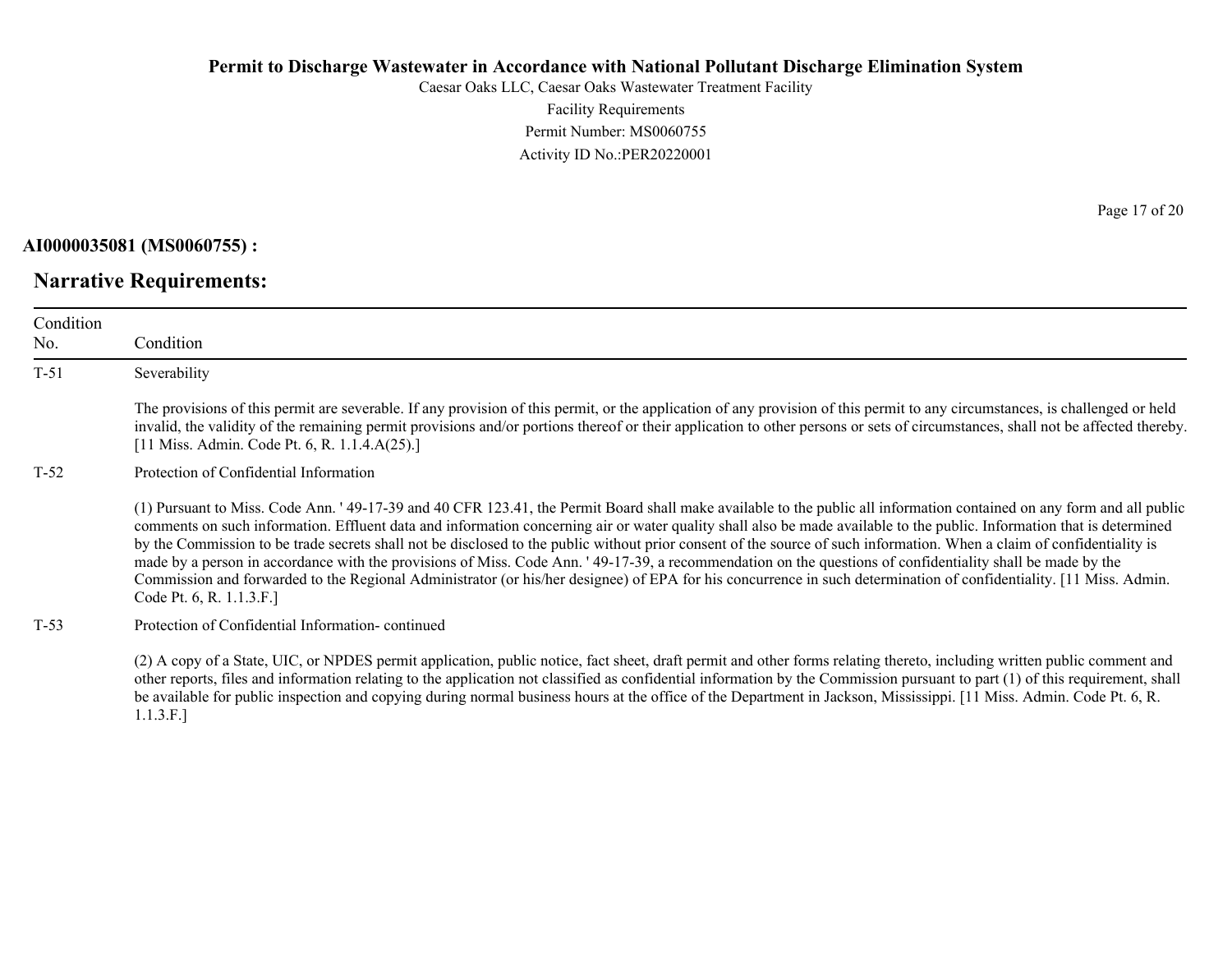**Permit to Discharge Wastewater in Accordance with National Pollutant Discharge Elimination System**

Caesar Oaks LLC, Caesar Oaks Wastewater Treatment Facility
Facility Requirements
Permit Number: MS0060755
Activity ID No.:PER20220001

**AI0000035081 (MS0060755) :**

## Narrative Requirements:

| Condition No. | Condition |
|---|---|
| T-51 | Severability<br><br>The provisions of this permit are severable. If any provision of this permit, or the application of any provision of this permit to any circumstances, is challenged or held invalid, the validity of the remaining permit provisions and/or portions thereof or their application to other persons or sets of circumstances, shall not be affected thereby. [11 Miss. Admin. Code Pt. 6, R. 1.1.4.A(25).] |
| T-52 | Protection of Confidential Information<br><br>(1) Pursuant to Miss. Code Ann. ' 49-17-39 and 40 CFR 123.41, the Permit Board shall make available to the public all information contained on any form and all public comments on such information. Effluent data and information concerning air or water quality shall also be made available to the public. Information that is determined by the Commission to be trade secrets shall not be disclosed to the public without prior consent of the source of such information. When a claim of confidentiality is made by a person in accordance with the provisions of Miss. Code Ann. ' 49-17-39, a recommendation on the questions of confidentiality shall be made by the Commission and forwarded to the Regional Administrator (or his/her designee) of EPA for his concurrence in such determination of confidentiality. [11 Miss. Admin. Code Pt. 6, R. 1.1.3.F.] |
| T-53 | Protection of Confidential Information- continued<br><br>(2) A copy of a State, UIC, or NPDES permit application, public notice, fact sheet, draft permit and other forms relating thereto, including written public comment and other reports, files and information relating to the application not classified as confidential information by the Commission pursuant to part (1) of this requirement, shall be available for public inspection and copying during normal business hours at the office of the Department in Jackson, Mississippi. [11 Miss. Admin. Code Pt. 6, R. 1.1.3.F.] |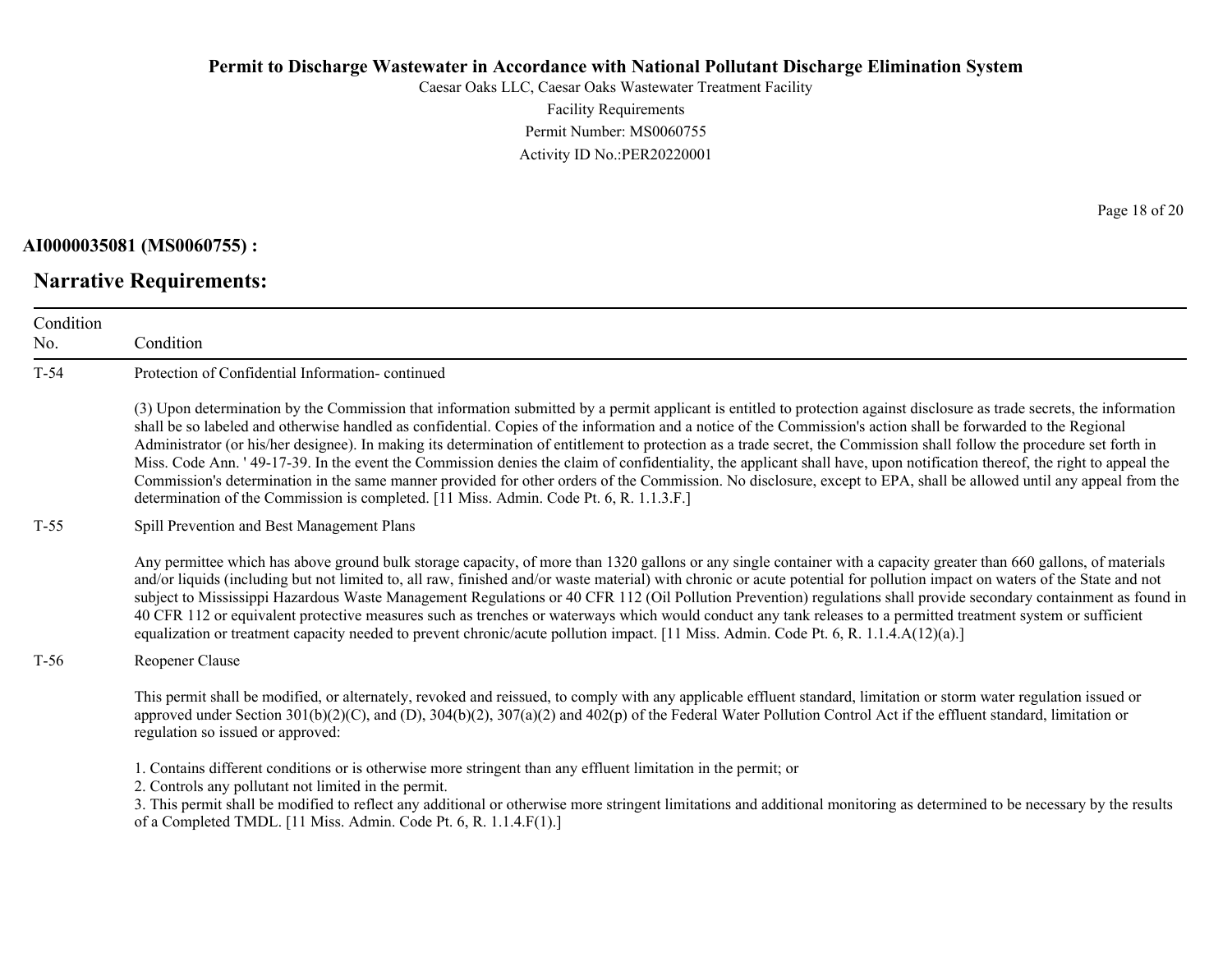**AI0000035081 (MS0060755) :**

## Narrative Requirements:

| Condition No. | Condition |
|---|---|
| T-54 | Protection of Confidential Information- continued<br><br>(3) Upon determination by the Commission that information submitted by a permit applicant is entitled to protection against disclosure as trade secrets, the information shall be so labeled and otherwise handled as confidential. Copies of the information and a notice of the Commission's action shall be forwarded to the Regional Administrator (or his/her designee). In making its determination of entitlement to protection as a trade secret, the Commission shall follow the procedure set forth in Miss. Code Ann. ' 49-17-39. In the event the Commission denies the claim of confidentiality, the applicant shall have, upon notification thereof, the right to appeal the Commission's determination in the same manner provided for other orders of the Commission. No disclosure, except to EPA, shall be allowed until any appeal from the determination of the Commission is completed. [11 Miss. Admin. Code Pt. 6, R. 1.1.3.F.] |
| T-55 | Spill Prevention and Best Management Plans<br><br>Any permittee which has above ground bulk storage capacity, of more than 1320 gallons or any single container with a capacity greater than 660 gallons, of materials and/or liquids (including but not limited to, all raw, finished and/or waste material) with chronic or acute potential for pollution impact on waters of the State and not subject to Mississippi Hazardous Waste Management Regulations or 40 CFR 112 (Oil Pollution Prevention) regulations shall provide secondary containment as found in 40 CFR 112 or equivalent protective measures such as trenches or waterways which would conduct any tank releases to a permitted treatment system or sufficient equalization or treatment capacity needed to prevent chronic/acute pollution impact. [11 Miss. Admin. Code Pt. 6, R. 1.1.4.A(12)(a).] |
| T-56 | Reopener Clause<br><br>This permit shall be modified, or alternately, revoked and reissued, to comply with any applicable effluent standard, limitation or storm water regulation issued or approved under Section 301(b)(2)(C), and (D), 304(b)(2), 307(a)(2) and 402(p) of the Federal Water Pollution Control Act if the effluent standard, limitation or regulation so issued or approved:<br><br>1. Contains different conditions or is otherwise more stringent than any effluent limitation in the permit; or<br>2. Controls any pollutant not limited in the permit.<br>3. This permit shall be modified to reflect any additional or otherwise more stringent limitations and additional monitoring as determined to be necessary by the results of a Completed TMDL. [11 Miss. Admin. Code Pt. 6, R. 1.1.4.F(1).] |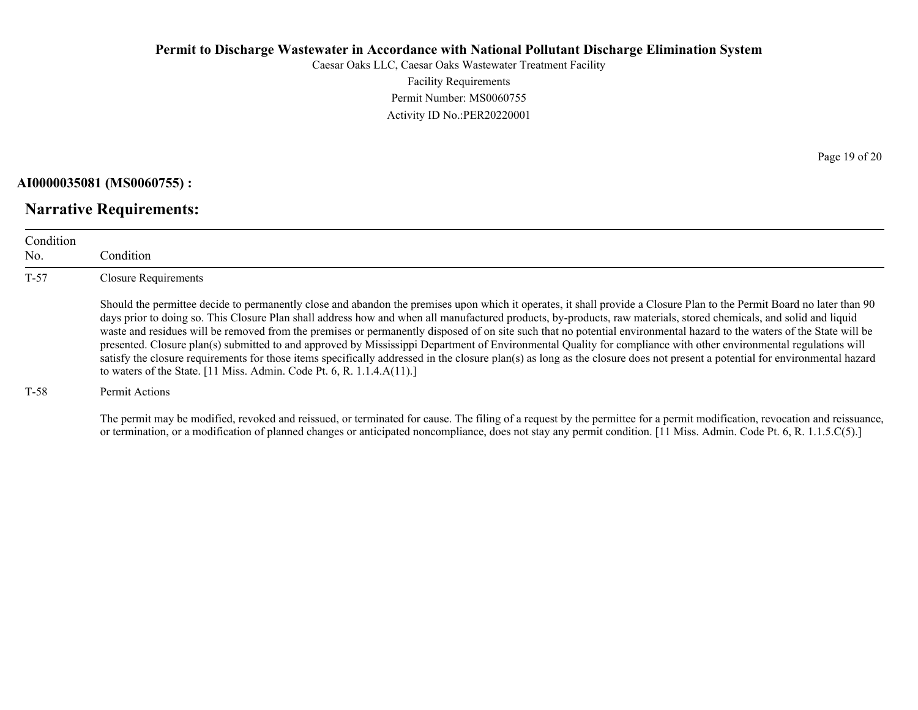**AI0000035081 (MS0060755) :**

## Narrative Requirements:

| Condition No. | Condition |
|---|---|
| T-57 | Closure Requirements<br><br>Should the permittee decide to permanently close and abandon the premises upon which it operates, it shall provide a Closure Plan to the Permit Board no later than 90 days prior to doing so. This Closure Plan shall address how and when all manufactured products, by-products, raw materials, stored chemicals, and solid and liquid waste and residues will be removed from the premises or permanently disposed of on site such that no potential environmental hazard to the waters of the State will be presented. Closure plan(s) submitted to and approved by Mississippi Department of Environmental Quality for compliance with other environmental regulations will satisfy the closure requirements for those items specifically addressed in the closure plan(s) as long as the closure does not present a potential for environmental hazard to waters of the State. [11 Miss. Admin. Code Pt. 6, R. 1.1.4.A(11).] |
| T-58 | Permit Actions<br><br>The permit may be modified, revoked and reissued, or terminated for cause. The filing of a request by the permittee for a permit modification, revocation and reissuance, or termination, or a modification of planned changes or anticipated noncompliance, does not stay any permit condition. [11 Miss. Admin. Code Pt. 6, R. 1.1.5.C(5).] |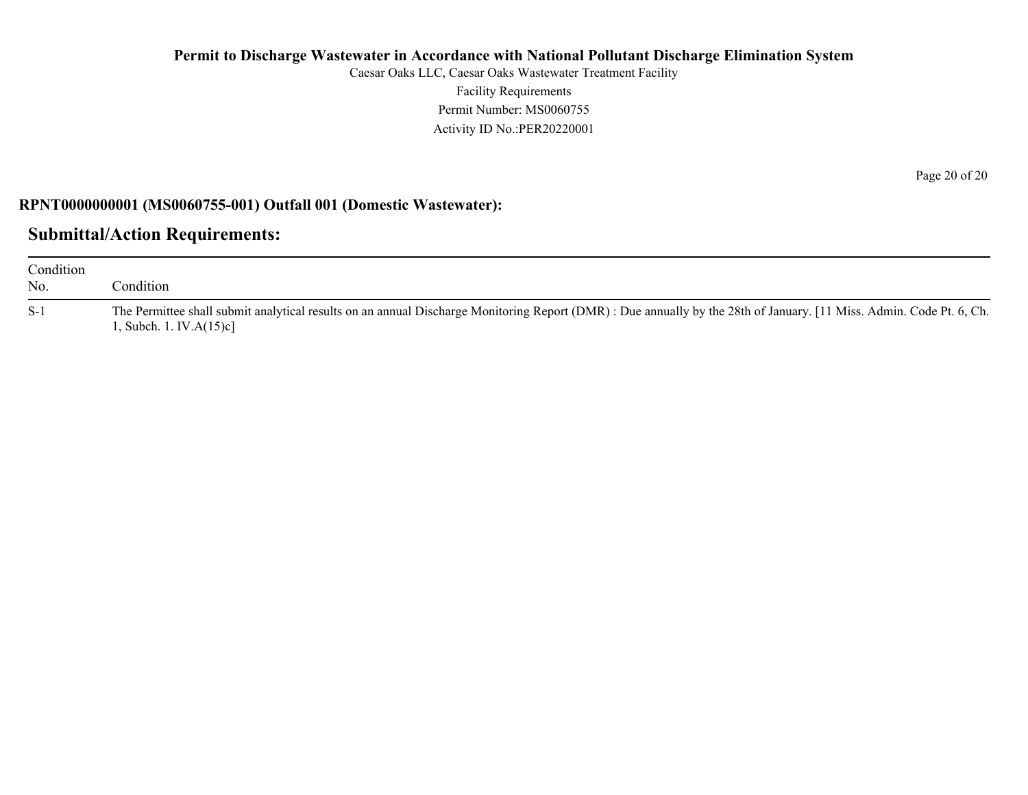**RPNT0000000001 (MS0060755-001) Outfall 001 (Domestic Wastewater):**

## Submittal/Action Requirements:

| Condition No. | Condition |
|---|---|
| S-1 | The Permittee shall submit analytical results on an annual Discharge Monitoring Report (DMR) : Due annually by the 28th of January. [11 Miss. Admin. Code Pt. 6, Ch. 1, Subch. 1. IV.A(15)c] |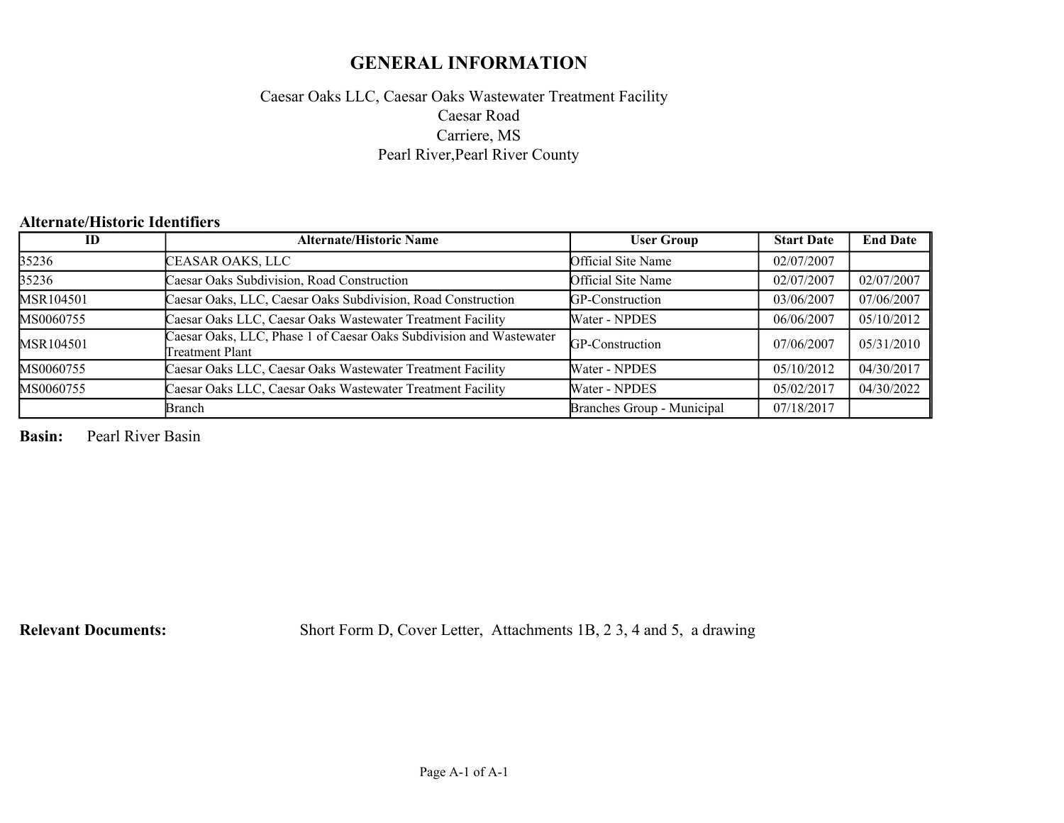# GENERAL INFORMATION

Caesar Oaks LLC, Caesar Oaks Wastewater Treatment Facility
Caesar Road
Carriere, MS
Pearl River,Pearl River County

**Alternate/Historic Identifiers**

| ID | Alternate/Historic Name | User Group | Start Date | End Date |
|---|---|---|---|---|
| 35236 | CEASAR OAKS, LLC | Official Site Name | 02/07/2007 | |
| 35236 | Caesar Oaks Subdivision, Road Construction | Official Site Name | 02/07/2007 | 02/07/2007 |
| MSR104501 | Caesar Oaks, LLC, Caesar Oaks Subdivision, Road Construction | GP-Construction | 03/06/2007 | 07/06/2007 |
| MS0060755 | Caesar Oaks LLC, Caesar Oaks Wastewater Treatment Facility | Water - NPDES | 06/06/2007 | 05/10/2012 |
| MSR104501 | Caesar Oaks, LLC, Phase 1 of Caesar Oaks Subdivision and Wastewater Treatment Plant | GP-Construction | 07/06/2007 | 05/31/2010 |
| MS0060755 | Caesar Oaks LLC, Caesar Oaks Wastewater Treatment Facility | Water - NPDES | 05/10/2012 | 04/30/2017 |
| MS0060755 | Caesar Oaks LLC, Caesar Oaks Wastewater Treatment Facility | Water - NPDES | 05/02/2017 | 04/30/2022 |
| | Branch | Branches Group - Municipal | 07/18/2017 | |

**Basin:** Pearl River Basin

**Relevant Documents:** Short Form D, Cover Letter, Attachments 1B, 2 3, 4 and 5, a drawing